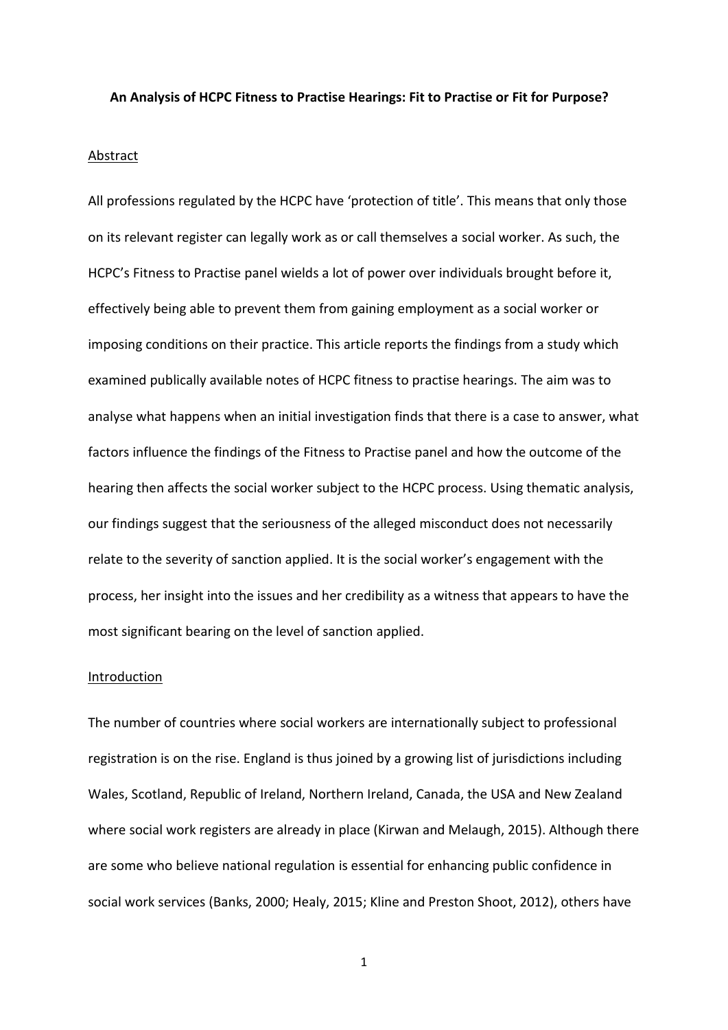# An Analysis of HCPC Fitness to Practise Hearings: Fit to Practise or Fit for Purpose?

## Abstract

All professions regulated by the HCPC have 'protection of title'. This means that only those on its relevant register can legally work as or call themselves a social worker. As such, the HCPC's Fitness to Practise panel wields a lot of power over individuals brought before it, effectively being able to prevent them from gaining employment as a social worker or imposing conditions on their practice. This article reports the findings from a study which examined publically available notes of HCPC fitness to practise hearings. The aim was to analyse what happens when an initial investigation finds that there is a case to answer, what factors influence the findings of the Fitness to Practise panel and how the outcome of the hearing then affects the social worker subject to the HCPC process. Using thematic analysis, our findings suggest that the seriousness of the alleged misconduct does not necessarily relate to the severity of sanction applied. It is the social worker's engagement with the process, her insight into the issues and her credibility as a witness that appears to have the most significant bearing on the level of sanction applied.

## Introduction

The number of countries where social workers are internationally subject to professional registration is on the rise. England is thus joined by a growing list of jurisdictions including Wales, Scotland, Republic of Ireland, Northern Ireland, Canada, the USA and New Zealand where social work registers are already in place (Kirwan and Melaugh, 2015). Although there are some who believe national regulation is essential for enhancing public confidence in social work services (Banks, 2000; Healy, 2015; Kline and Preston Shoot, 2012), others have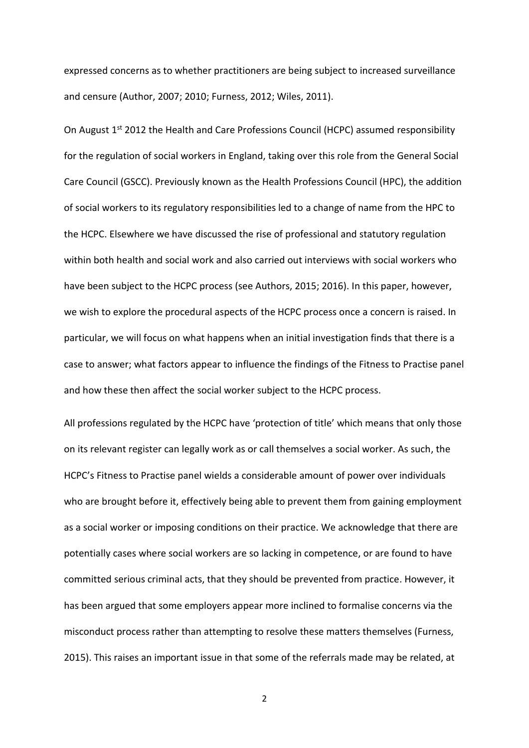expressed concerns as to whether practitioners are being subject to increased surveillance and censure (Author, 2007; 2010; Furness, 2012; Wiles, 2011).

On August 1st 2012 the Health and Care Professions Council (HCPC) assumed responsibility for the regulation of social workers in England, taking over this role from the General Social Care Council (GSCC). Previously known as the Health Professions Council (HPC), the addition of social workers to its regulatory responsibilities led to a change of name from the HPC to the HCPC. Elsewhere we have discussed the rise of professional and statutory regulation within both health and social work and also carried out interviews with social workers who have been subject to the HCPC process (see Authors, 2015; 2016). In this paper, however, we wish to explore the procedural aspects of the HCPC process once a concern is raised. In particular, we will focus on what happens when an initial investigation finds that there is a case to answer; what factors appear to influence the findings of the Fitness to Practise panel and how these then affect the social worker subject to the HCPC process.

All professions regulated by the HCPC have 'protection of title' which means that only those on its relevant register can legally work as or call themselves a social worker. As such, the HCPC's Fitness to Practise panel wields a considerable amount of power over individuals who are brought before it, effectively being able to prevent them from gaining employment as a social worker or imposing conditions on their practice. We acknowledge that there are potentially cases where social workers are so lacking in competence, or are found to have committed serious criminal acts, that they should be prevented from practice. However, it has been argued that some employers appear more inclined to formalise concerns via the misconduct process rather than attempting to resolve these matters themselves (Furness, 2015). This raises an important issue in that some of the referrals made may be related, at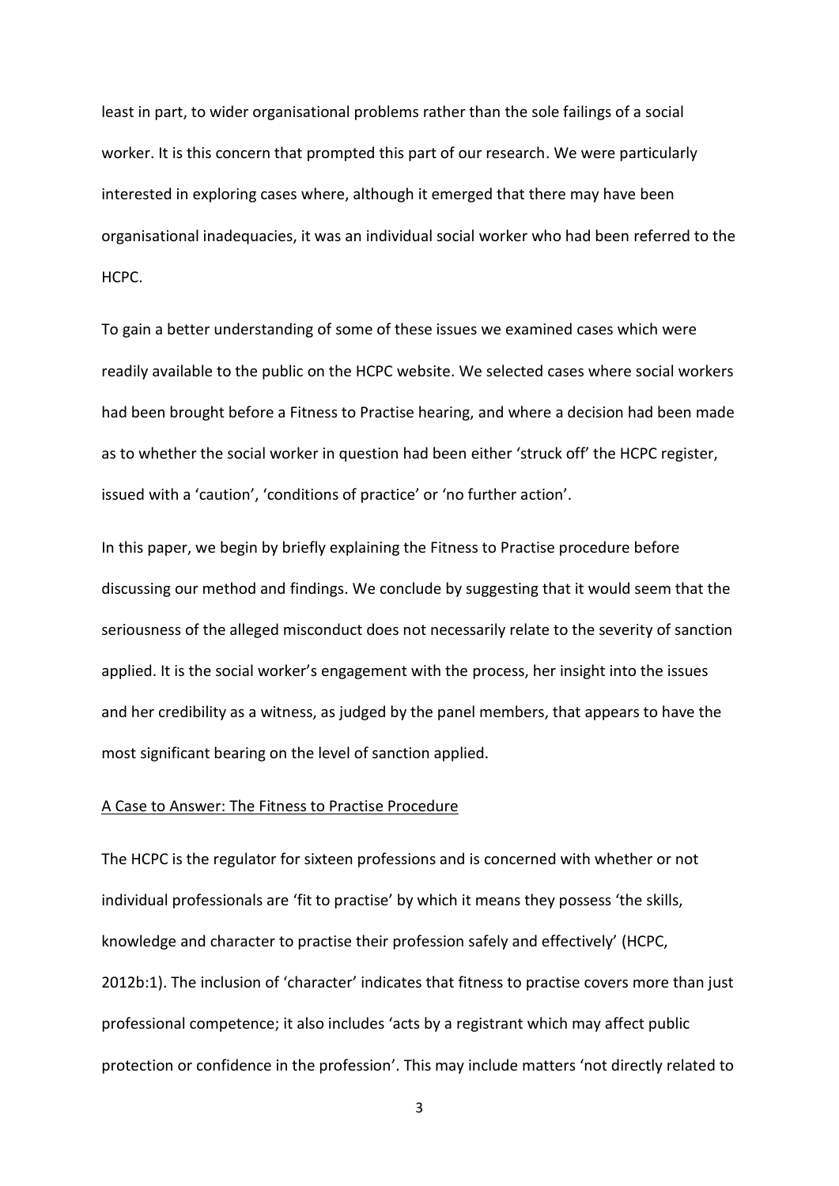least in part, to wider organisational problems rather than the sole failings of a social worker. It is this concern that prompted this part of our research. We were particularly interested in exploring cases where, although it emerged that there may have been organisational inadequacies, it was an individual social worker who had been referred to the HCPC.

To gain a better understanding of some of these issues we examined cases which were readily available to the public on the HCPC website. We selected cases where social workers had been brought before a Fitness to Practise hearing, and where a decision had been made as to whether the social worker in question had been either 'struck off' the HCPC register, issued with a 'caution', 'conditions of practice' or 'no further action'.

In this paper, we begin by briefly explaining the Fitness to Practise procedure before discussing our method and findings. We conclude by suggesting that it would seem that the seriousness of the alleged misconduct does not necessarily relate to the severity of sanction applied. It is the social worker's engagement with the process, her insight into the issues and her credibility as a witness, as judged by the panel members, that appears to have the most significant bearing on the level of sanction applied.

## A Case to Answer: The Fitness to Practise Procedure

The HCPC is the regulator for sixteen professions and is concerned with whether or not individual professionals are 'fit to practise' by which it means they possess 'the skills, knowledge and character to practise their profession safely and effectively' (HCPC, 2012b:1). The inclusion of 'character' indicates that fitness to practise covers more than just professional competence; it also includes 'acts by a registrant which may affect public protection or confidence in the profession'. This may include matters 'not directly related to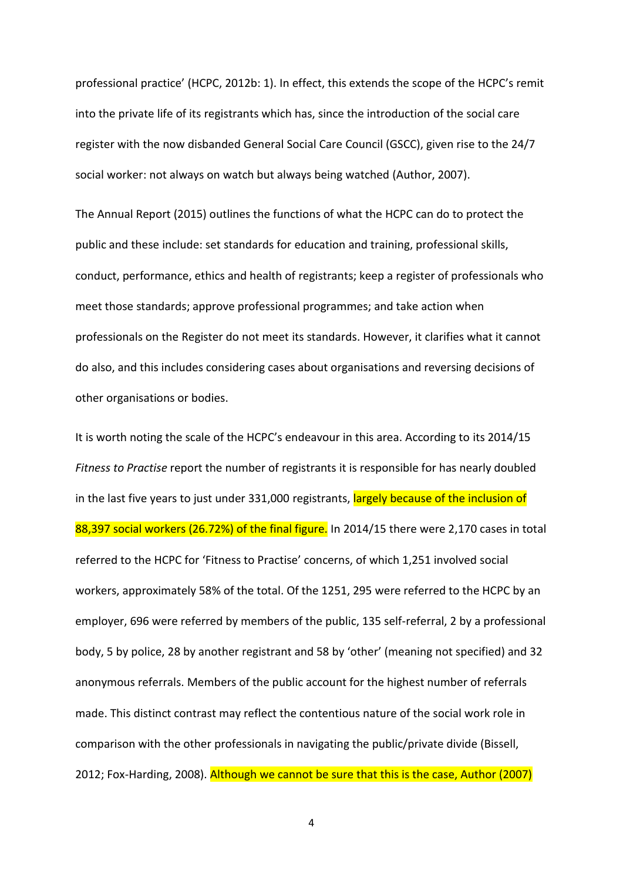professional practice' (HCPC, 2012b: 1). In effect, this extends the scope of the HCPC's remit into the private life of its registrants which has, since the introduction of the social care register with the now disbanded General Social Care Council (GSCC), given rise to the 24/7 social worker: not always on watch but always being watched (Author, 2007).

The Annual Report (2015) outlines the functions of what the HCPC can do to protect the public and these include: set standards for education and training, professional skills, conduct, performance, ethics and health of registrants; keep a register of professionals who meet those standards; approve professional programmes; and take action when professionals on the Register do not meet its standards. However, it clarifies what it cannot do also, and this includes considering cases about organisations and reversing decisions of other organisations or bodies.

It is worth noting the scale of the HCPC's endeavour in this area. According to its 2014/15 *Fitness to Practise* report the number of registrants it is responsible for has nearly doubled in the last five years to just under 331,000 registrants, largely because of the inclusion of 88,397 social workers (26.72%) of the final figure. In 2014/15 there were 2,170 cases in total referred to the HCPC for 'Fitness to Practise' concerns, of which 1,251 involved social workers, approximately 58% of the total. Of the 1251, 295 were referred to the HCPC by an employer, 696 were referred by members of the public, 135 self-referral, 2 by a professional body, 5 by police, 28 by another registrant and 58 by 'other' (meaning not specified) and 32 anonymous referrals. Members of the public account for the highest number of referrals made. This distinct contrast may reflect the contentious nature of the social work role in comparison with the other professionals in navigating the public/private divide (Bissell, 2012; Fox-Harding, 2008). Although we cannot be sure that this is the case, Author (2007)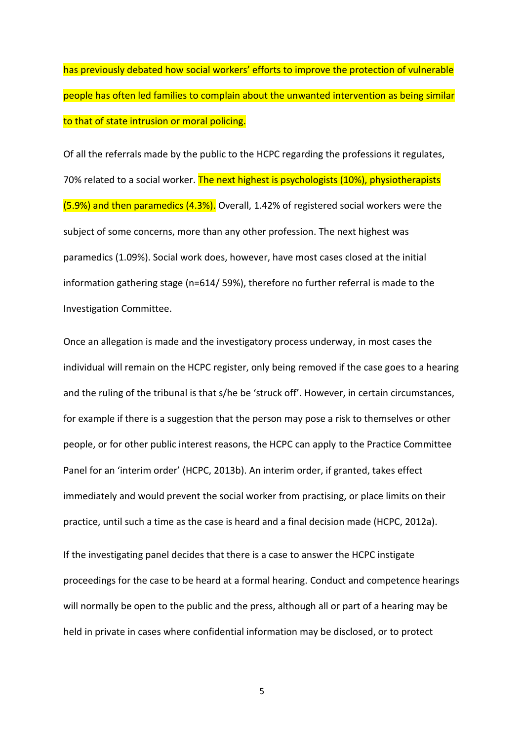has previously debated how social workers' efforts to improve the protection of vulnerable people has often led families to complain about the unwanted intervention as being similar to that of state intrusion or moral policing.

Of all the referrals made by the public to the HCPC regarding the professions it regulates, 70% related to a social worker. The next highest is psychologists (10%), physiotherapists (5.9%) and then paramedics (4.3%). Overall, 1.42% of registered social workers were the subject of some concerns, more than any other profession. The next highest was paramedics (1.09%). Social work does, however, have most cases closed at the initial information gathering stage (n=614/ 59%), therefore no further referral is made to the Investigation Committee.

Once an allegation is made and the investigatory process underway, in most cases the individual will remain on the HCPC register, only being removed if the case goes to a hearing and the ruling of the tribunal is that s/he be 'struck off'. However, in certain circumstances, for example if there is a suggestion that the person may pose a risk to themselves or other people, or for other public interest reasons, the HCPC can apply to the Practice Committee Panel for an 'interim order' (HCPC, 2013b). An interim order, if granted, takes effect immediately and would prevent the social worker from practising, or place limits on their practice, until such a time as the case is heard and a final decision made (HCPC, 2012a).

If the investigating panel decides that there is a case to answer the HCPC instigate proceedings for the case to be heard at a formal hearing. Conduct and competence hearings will normally be open to the public and the press, although all or part of a hearing may be held in private in cases where confidential information may be disclosed, or to protect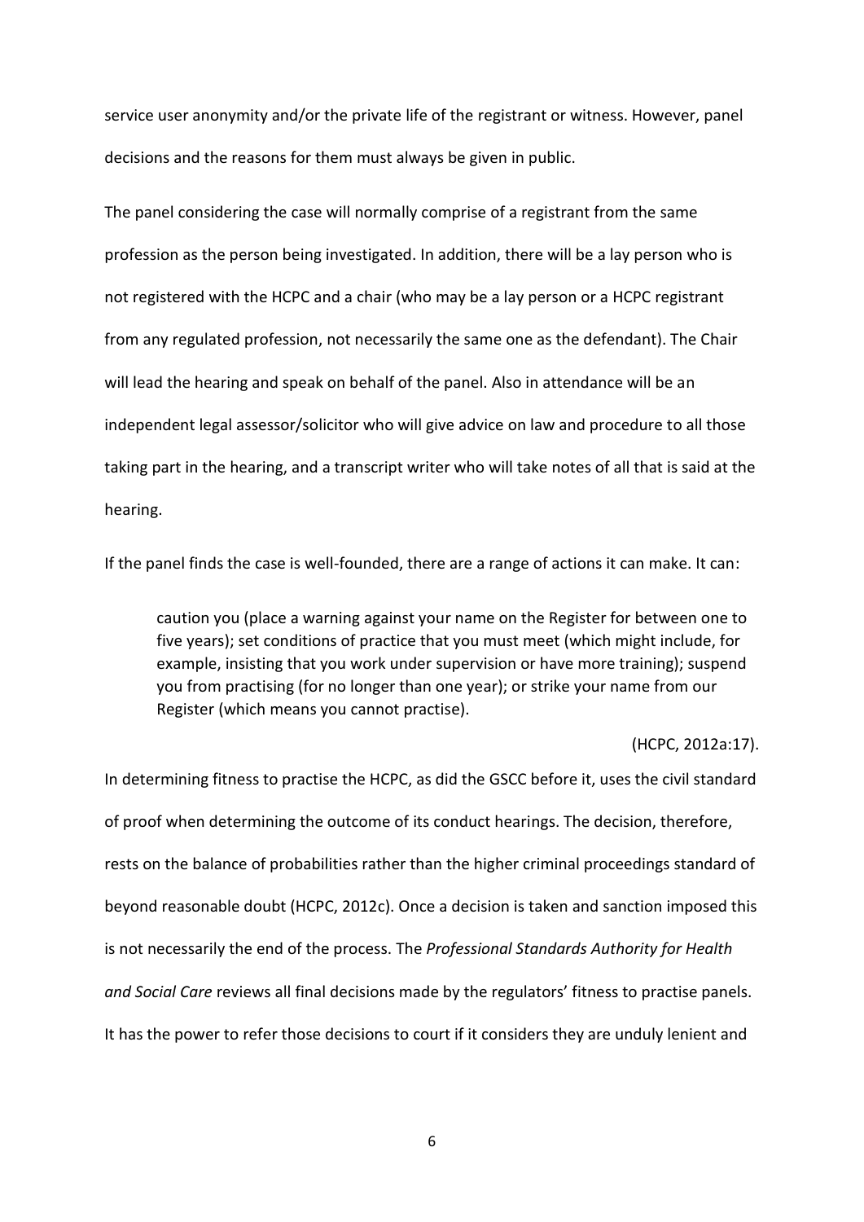service user anonymity and/or the private life of the registrant or witness. However, panel decisions and the reasons for them must always be given in public.

The panel considering the case will normally comprise of a registrant from the same profession as the person being investigated. In addition, there will be a lay person who is not registered with the HCPC and a chair (who may be a lay person or a HCPC registrant from any regulated profession, not necessarily the same one as the defendant). The Chair will lead the hearing and speak on behalf of the panel. Also in attendance will be an independent legal assessor/solicitor who will give advice on law and procedure to all those taking part in the hearing, and a transcript writer who will take notes of all that is said at the hearing.

If the panel finds the case is well-founded, there are a range of actions it can make. It can:

> caution you (place a warning against your name on the Register for between one to five years); set conditions of practice that you must meet (which might include, for example, insisting that you work under supervision or have more training); suspend you from practising (for no longer than one year); or strike your name from our Register (which means you cannot practise).
>
> (HCPC, 2012a:17).

In determining fitness to practise the HCPC, as did the GSCC before it, uses the civil standard of proof when determining the outcome of its conduct hearings. The decision, therefore, rests on the balance of probabilities rather than the higher criminal proceedings standard of beyond reasonable doubt (HCPC, 2012c). Once a decision is taken and sanction imposed this is not necessarily the end of the process. The *Professional Standards Authority for Health and Social Care* reviews all final decisions made by the regulators' fitness to practise panels. It has the power to refer those decisions to court if it considers they are unduly lenient and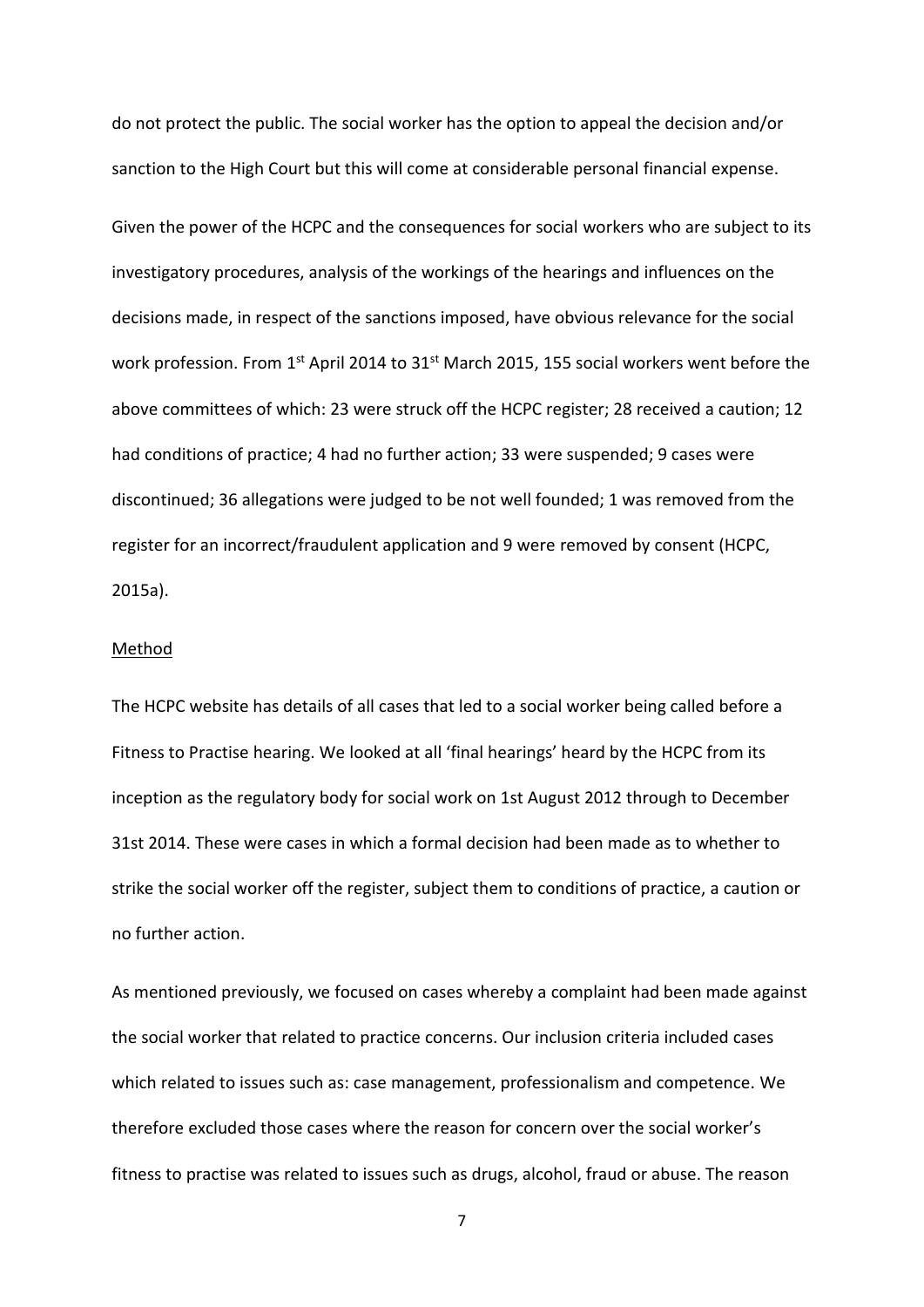do not protect the public. The social worker has the option to appeal the decision and/or sanction to the High Court but this will come at considerable personal financial expense.

Given the power of the HCPC and the consequences for social workers who are subject to its investigatory procedures, analysis of the workings of the hearings and influences on the decisions made, in respect of the sanctions imposed, have obvious relevance for the social work profession. From 1st April 2014 to 31st March 2015, 155 social workers went before the above committees of which: 23 were struck off the HCPC register; 28 received a caution; 12 had conditions of practice; 4 had no further action; 33 were suspended; 9 cases were discontinued; 36 allegations were judged to be not well founded; 1 was removed from the register for an incorrect/fraudulent application and 9 were removed by consent (HCPC, 2015a).

## Method

The HCPC website has details of all cases that led to a social worker being called before a Fitness to Practise hearing. We looked at all 'final hearings' heard by the HCPC from its inception as the regulatory body for social work on 1st August 2012 through to December 31st 2014. These were cases in which a formal decision had been made as to whether to strike the social worker off the register, subject them to conditions of practice, a caution or no further action.

As mentioned previously, we focused on cases whereby a complaint had been made against the social worker that related to practice concerns. Our inclusion criteria included cases which related to issues such as: case management, professionalism and competence. We therefore excluded those cases where the reason for concern over the social worker's fitness to practise was related to issues such as drugs, alcohol, fraud or abuse. The reason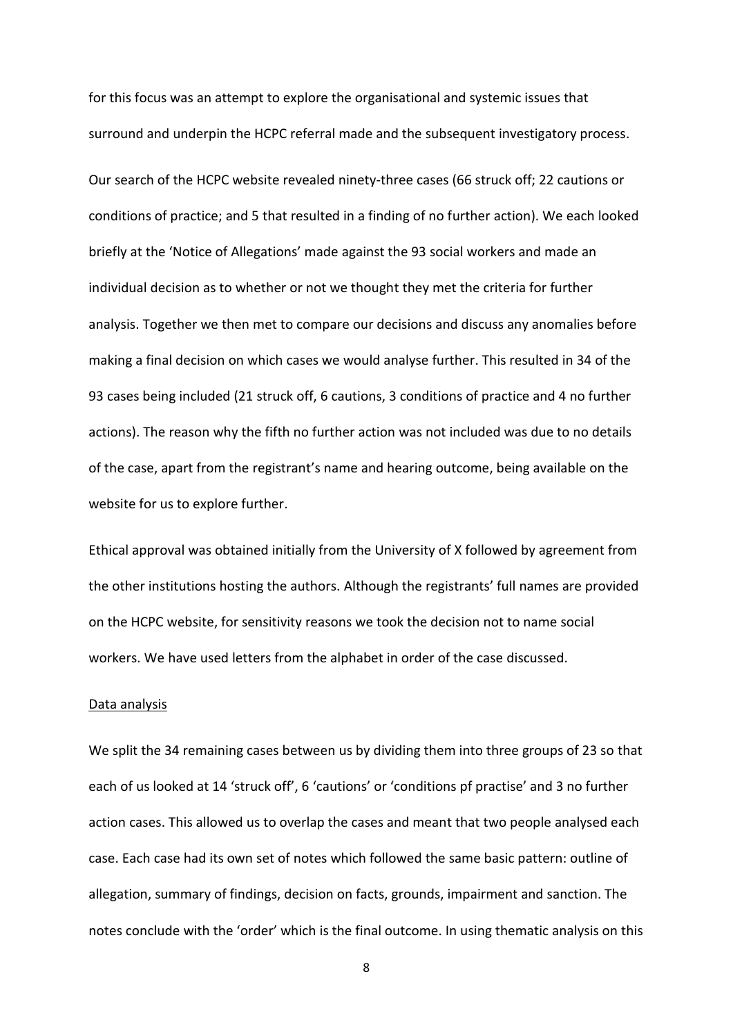for this focus was an attempt to explore the organisational and systemic issues that surround and underpin the HCPC referral made and the subsequent investigatory process.

Our search of the HCPC website revealed ninety-three cases (66 struck off; 22 cautions or conditions of practice; and 5 that resulted in a finding of no further action). We each looked briefly at the 'Notice of Allegations' made against the 93 social workers and made an individual decision as to whether or not we thought they met the criteria for further analysis. Together we then met to compare our decisions and discuss any anomalies before making a final decision on which cases we would analyse further. This resulted in 34 of the 93 cases being included (21 struck off, 6 cautions, 3 conditions of practice and 4 no further actions). The reason why the fifth no further action was not included was due to no details of the case, apart from the registrant's name and hearing outcome, being available on the website for us to explore further.

Ethical approval was obtained initially from the University of X followed by agreement from the other institutions hosting the authors. Although the registrants' full names are provided on the HCPC website, for sensitivity reasons we took the decision not to name social workers. We have used letters from the alphabet in order of the case discussed.

Data analysis

We split the 34 remaining cases between us by dividing them into three groups of 23 so that each of us looked at 14 'struck off', 6 'cautions' or 'conditions pf practise' and 3 no further action cases. This allowed us to overlap the cases and meant that two people analysed each case. Each case had its own set of notes which followed the same basic pattern: outline of allegation, summary of findings, decision on facts, grounds, impairment and sanction. The notes conclude with the 'order' which is the final outcome. In using thematic analysis on this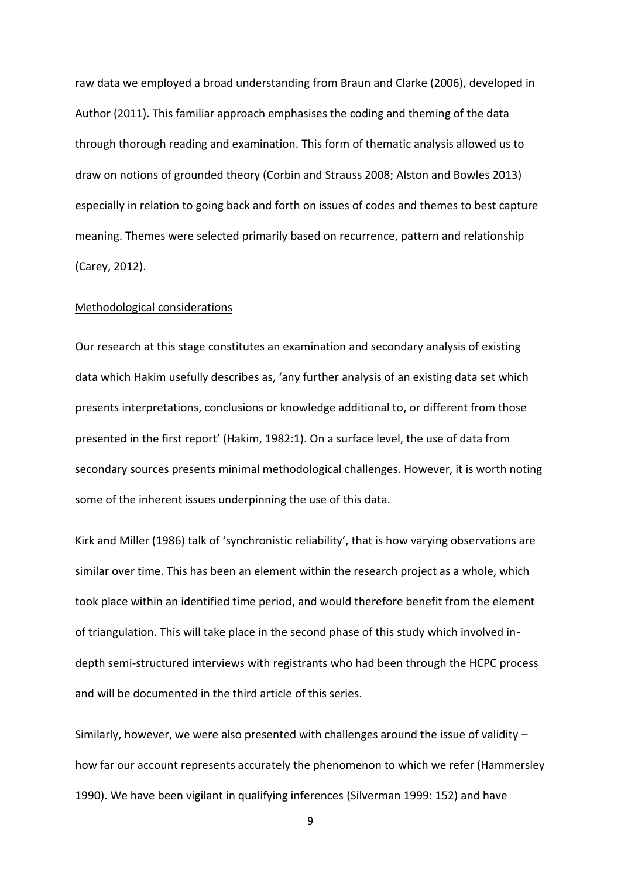raw data we employed a broad understanding from Braun and Clarke (2006), developed in Author (2011). This familiar approach emphasises the coding and theming of the data through thorough reading and examination. This form of thematic analysis allowed us to draw on notions of grounded theory (Corbin and Strauss 2008; Alston and Bowles 2013) especially in relation to going back and forth on issues of codes and themes to best capture meaning. Themes were selected primarily based on recurrence, pattern and relationship (Carey, 2012).

<u>Methodological considerations</u>

Our research at this stage constitutes an examination and secondary analysis of existing data which Hakim usefully describes as, 'any further analysis of an existing data set which presents interpretations, conclusions or knowledge additional to, or different from those presented in the first report' (Hakim, 1982:1). On a surface level, the use of data from secondary sources presents minimal methodological challenges. However, it is worth noting some of the inherent issues underpinning the use of this data.

Kirk and Miller (1986) talk of 'synchronistic reliability', that is how varying observations are similar over time. This has been an element within the research project as a whole, which took place within an identified time period, and would therefore benefit from the element of triangulation. This will take place in the second phase of this study which involved in-depth semi-structured interviews with registrants who had been through the HCPC process and will be documented in the third article of this series.

Similarly, however, we were also presented with challenges around the issue of validity – how far our account represents accurately the phenomenon to which we refer (Hammersley 1990). We have been vigilant in qualifying inferences (Silverman 1999: 152) and have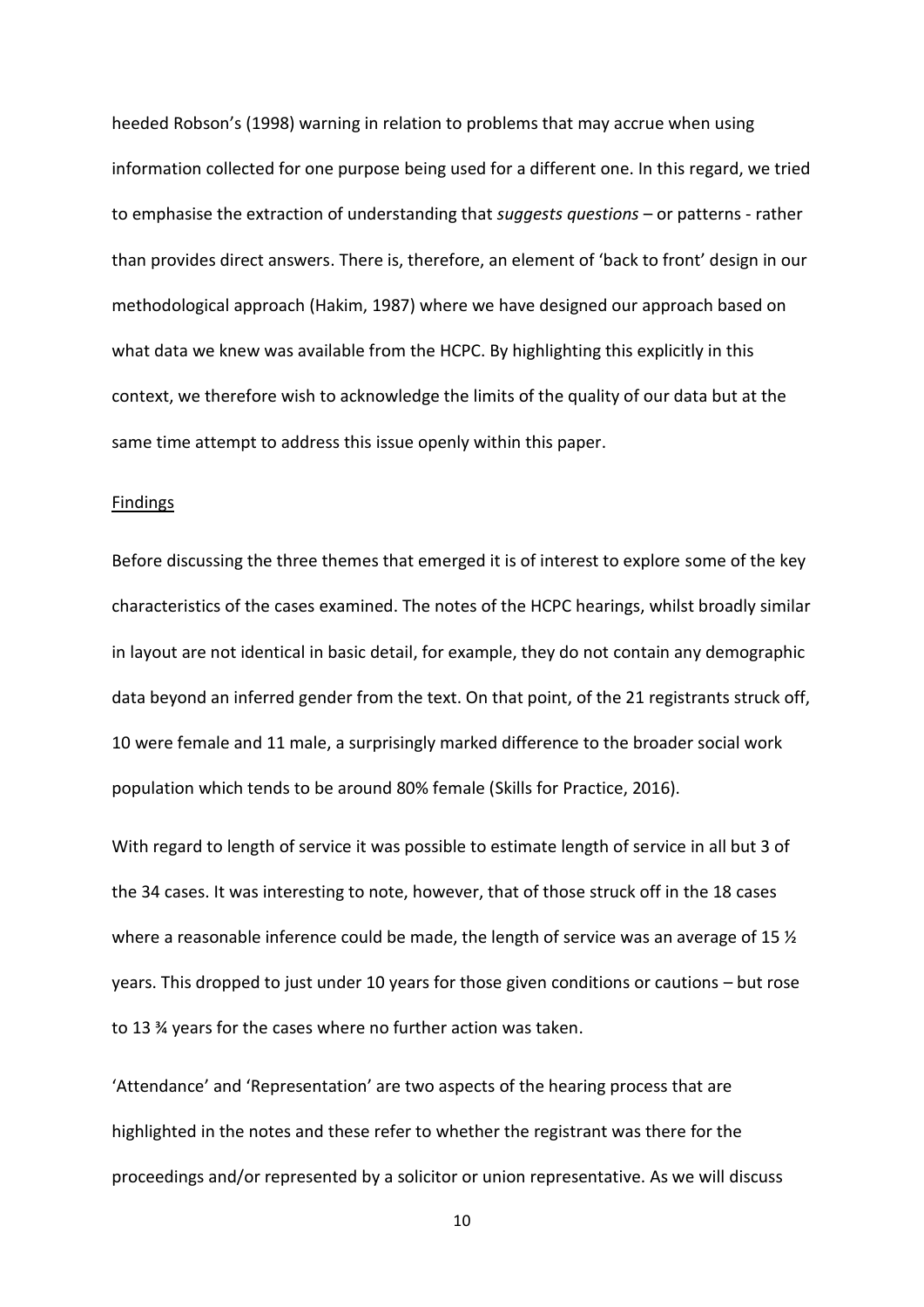heeded Robson's (1998) warning in relation to problems that may accrue when using information collected for one purpose being used for a different one. In this regard, we tried to emphasise the extraction of understanding that *suggests questions* – or patterns - rather than provides direct answers. There is, therefore, an element of 'back to front' design in our methodological approach (Hakim, 1987) where we have designed our approach based on what data we knew was available from the HCPC. By highlighting this explicitly in this context, we therefore wish to acknowledge the limits of the quality of our data but at the same time attempt to address this issue openly within this paper.

## Findings

Before discussing the three themes that emerged it is of interest to explore some of the key characteristics of the cases examined. The notes of the HCPC hearings, whilst broadly similar in layout are not identical in basic detail, for example, they do not contain any demographic data beyond an inferred gender from the text. On that point, of the 21 registrants struck off, 10 were female and 11 male, a surprisingly marked difference to the broader social work population which tends to be around 80% female (Skills for Practice, 2016).

With regard to length of service it was possible to estimate length of service in all but 3 of the 34 cases. It was interesting to note, however, that of those struck off in the 18 cases where a reasonable inference could be made, the length of service was an average of 15 ½ years. This dropped to just under 10 years for those given conditions or cautions – but rose to 13 ¾ years for the cases where no further action was taken.

'Attendance' and 'Representation' are two aspects of the hearing process that are highlighted in the notes and these refer to whether the registrant was there for the proceedings and/or represented by a solicitor or union representative. As we will discuss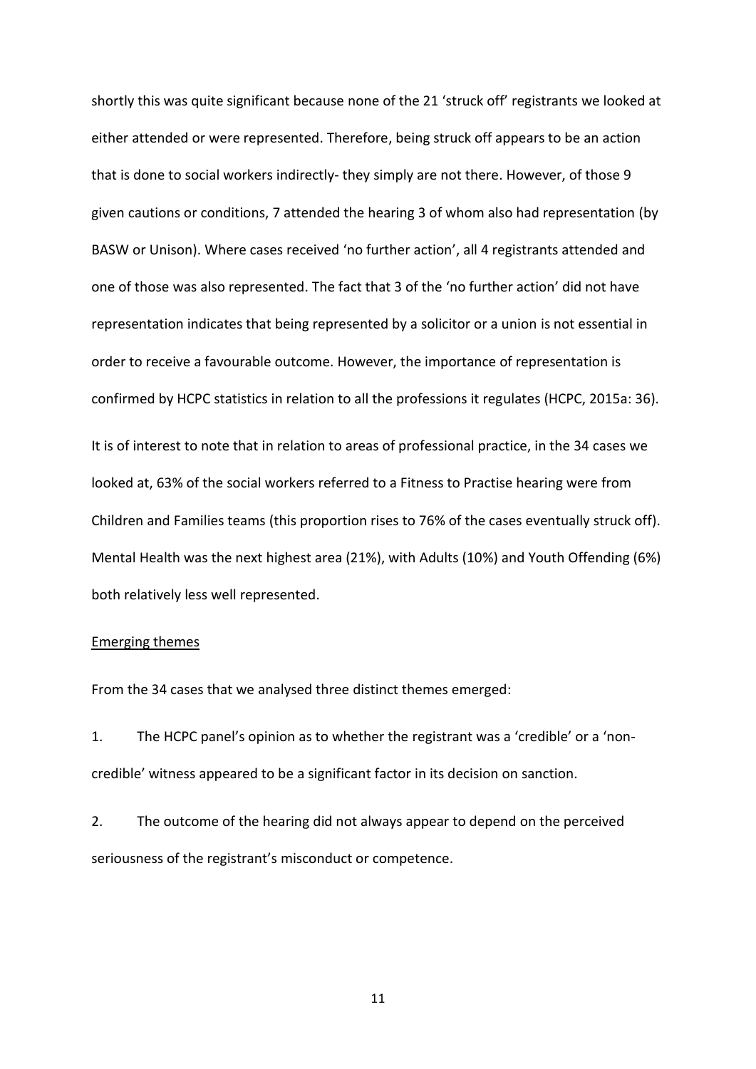shortly this was quite significant because none of the 21 'struck off' registrants we looked at either attended or were represented. Therefore, being struck off appears to be an action that is done to social workers indirectly- they simply are not there. However, of those 9 given cautions or conditions, 7 attended the hearing 3 of whom also had representation (by BASW or Unison). Where cases received 'no further action', all 4 registrants attended and one of those was also represented. The fact that 3 of the 'no further action' did not have representation indicates that being represented by a solicitor or a union is not essential in order to receive a favourable outcome. However, the importance of representation is confirmed by HCPC statistics in relation to all the professions it regulates (HCPC, 2015a: 36).

It is of interest to note that in relation to areas of professional practice, in the 34 cases we looked at, 63% of the social workers referred to a Fitness to Practise hearing were from Children and Families teams (this proportion rises to 76% of the cases eventually struck off). Mental Health was the next highest area (21%), with Adults (10%) and Youth Offending (6%) both relatively less well represented.

<u>Emerging themes</u>

From the 34 cases that we analysed three distinct themes emerged:

1. The HCPC panel's opinion as to whether the registrant was a 'credible' or a 'non-credible' witness appeared to be a significant factor in its decision on sanction.

2. The outcome of the hearing did not always appear to depend on the perceived seriousness of the registrant's misconduct or competence.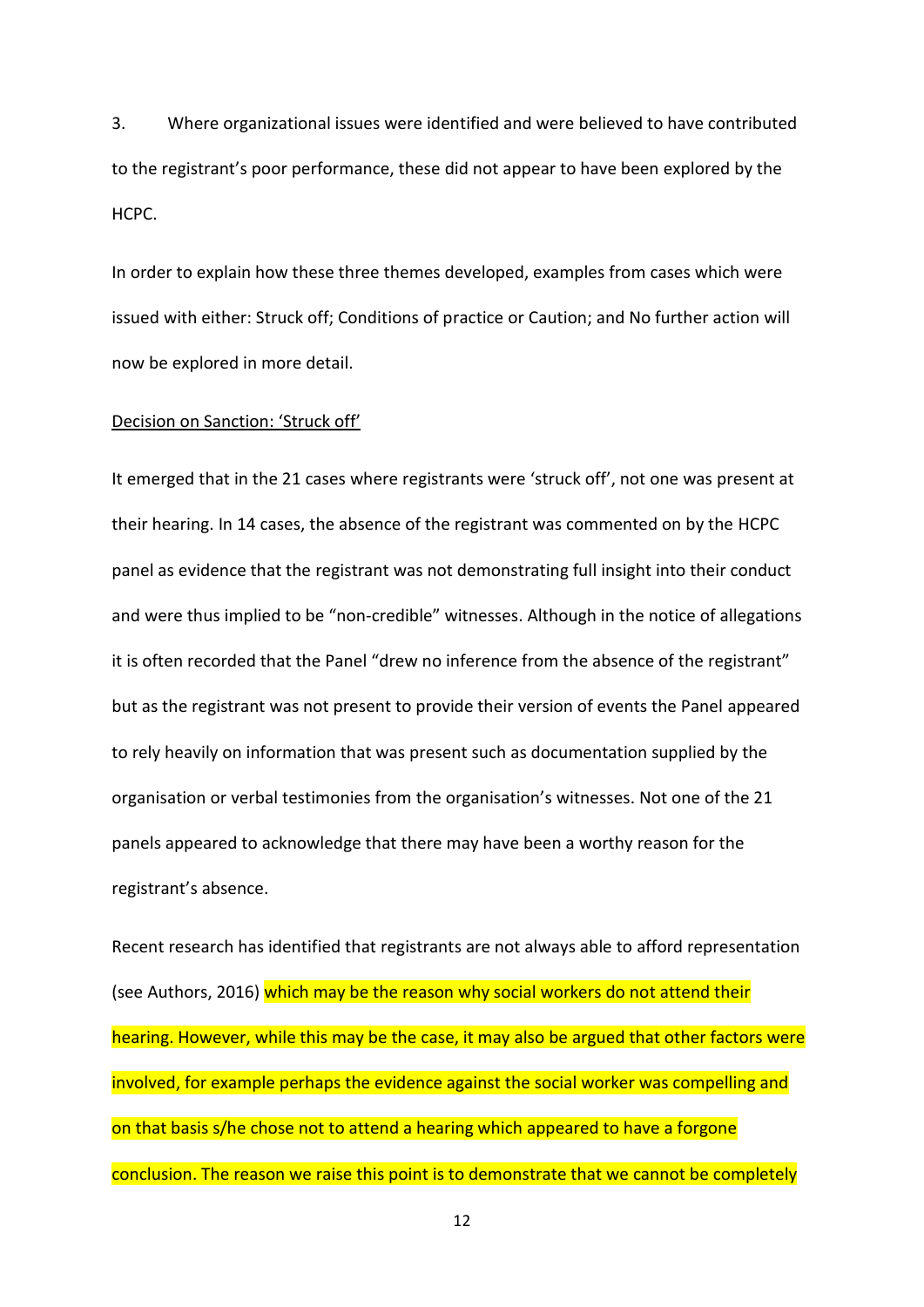3. Where organizational issues were identified and were believed to have contributed to the registrant's poor performance, these did not appear to have been explored by the HCPC.

In order to explain how these three themes developed, examples from cases which were issued with either: Struck off; Conditions of practice or Caution; and No further action will now be explored in more detail.

<u>Decision on Sanction: 'Struck off'</u>

It emerged that in the 21 cases where registrants were 'struck off', not one was present at their hearing. In 14 cases, the absence of the registrant was commented on by the HCPC panel as evidence that the registrant was not demonstrating full insight into their conduct and were thus implied to be "non-credible" witnesses. Although in the notice of allegations it is often recorded that the Panel "drew no inference from the absence of the registrant" but as the registrant was not present to provide their version of events the Panel appeared to rely heavily on information that was present such as documentation supplied by the organisation or verbal testimonies from the organisation's witnesses. Not one of the 21 panels appeared to acknowledge that there may have been a worthy reason for the registrant's absence.

Recent research has identified that registrants are not always able to afford representation (see Authors, 2016) which may be the reason why social workers do not attend their hearing. However, while this may be the case, it may also be argued that other factors were involved, for example perhaps the evidence against the social worker was compelling and on that basis s/he chose not to attend a hearing which appeared to have a forgone conclusion. The reason we raise this point is to demonstrate that we cannot be completely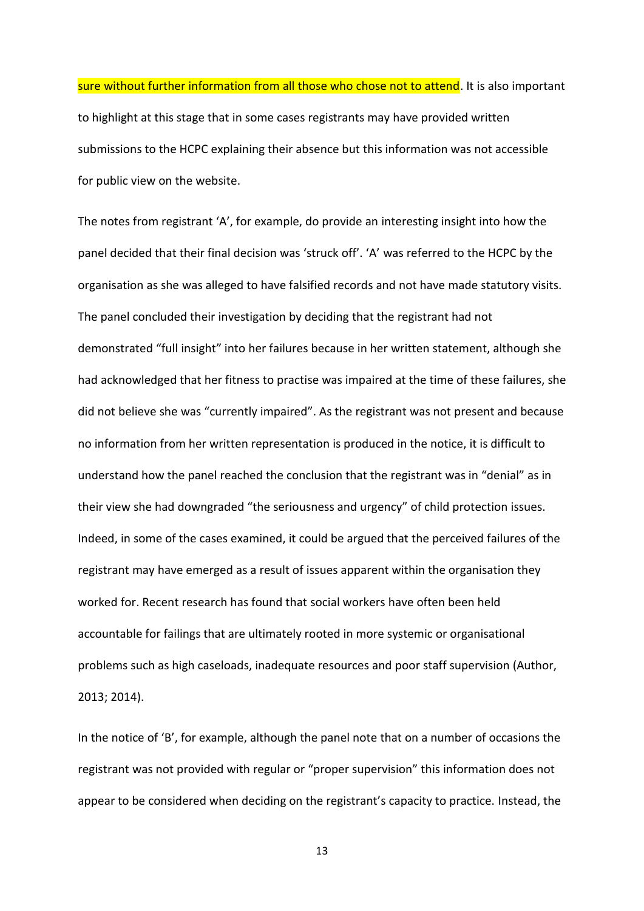sure without further information from all those who chose not to attend. It is also important to highlight at this stage that in some cases registrants may have provided written submissions to the HCPC explaining their absence but this information was not accessible for public view on the website.

The notes from registrant 'A', for example, do provide an interesting insight into how the panel decided that their final decision was 'struck off'. 'A' was referred to the HCPC by the organisation as she was alleged to have falsified records and not have made statutory visits. The panel concluded their investigation by deciding that the registrant had not demonstrated "full insight" into her failures because in her written statement, although she had acknowledged that her fitness to practise was impaired at the time of these failures, she did not believe she was "currently impaired". As the registrant was not present and because no information from her written representation is produced in the notice, it is difficult to understand how the panel reached the conclusion that the registrant was in "denial" as in their view she had downgraded "the seriousness and urgency" of child protection issues. Indeed, in some of the cases examined, it could be argued that the perceived failures of the registrant may have emerged as a result of issues apparent within the organisation they worked for. Recent research has found that social workers have often been held accountable for failings that are ultimately rooted in more systemic or organisational problems such as high caseloads, inadequate resources and poor staff supervision (Author, 2013; 2014).

In the notice of 'B', for example, although the panel note that on a number of occasions the registrant was not provided with regular or "proper supervision" this information does not appear to be considered when deciding on the registrant's capacity to practice. Instead, the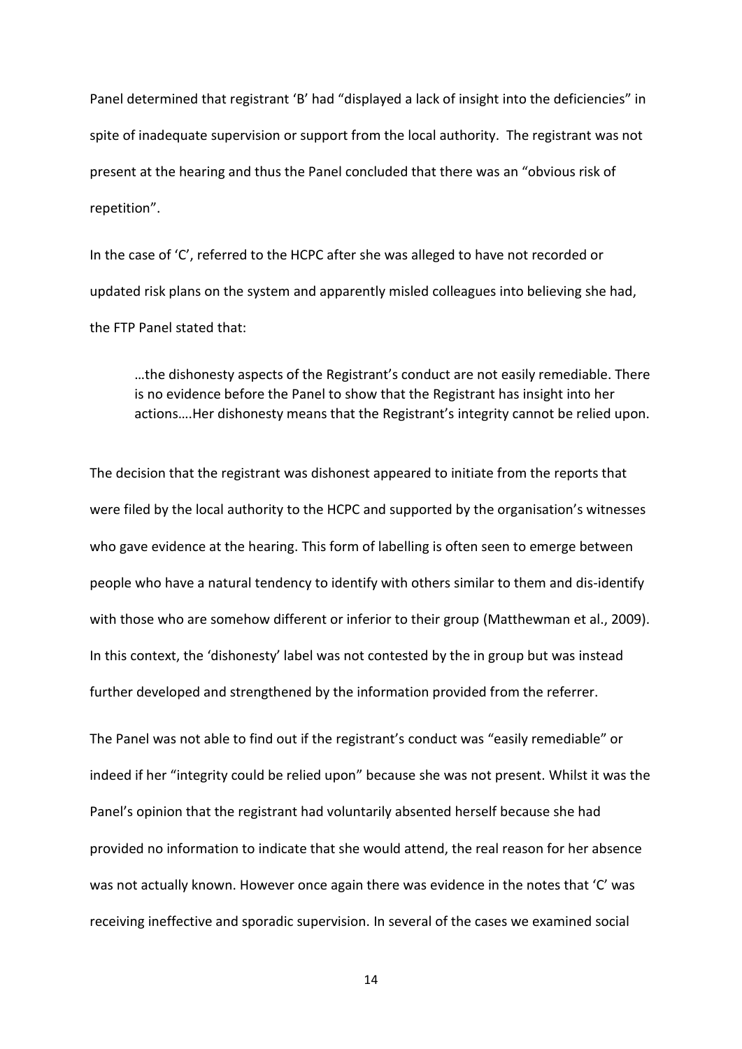Panel determined that registrant 'B' had "displayed a lack of insight into the deficiencies" in spite of inadequate supervision or support from the local authority. The registrant was not present at the hearing and thus the Panel concluded that there was an "obvious risk of repetition".

In the case of 'C', referred to the HCPC after she was alleged to have not recorded or updated risk plans on the system and apparently misled colleagues into believing she had, the FTP Panel stated that:

> …the dishonesty aspects of the Registrant's conduct are not easily remediable. There is no evidence before the Panel to show that the Registrant has insight into her actions….Her dishonesty means that the Registrant's integrity cannot be relied upon.

The decision that the registrant was dishonest appeared to initiate from the reports that were filed by the local authority to the HCPC and supported by the organisation's witnesses who gave evidence at the hearing. This form of labelling is often seen to emerge between people who have a natural tendency to identify with others similar to them and dis-identify with those who are somehow different or inferior to their group (Matthewman et al., 2009). In this context, the 'dishonesty' label was not contested by the in group but was instead further developed and strengthened by the information provided from the referrer.

The Panel was not able to find out if the registrant's conduct was "easily remediable" or indeed if her "integrity could be relied upon" because she was not present. Whilst it was the Panel's opinion that the registrant had voluntarily absented herself because she had provided no information to indicate that she would attend, the real reason for her absence was not actually known. However once again there was evidence in the notes that 'C' was receiving ineffective and sporadic supervision. In several of the cases we examined social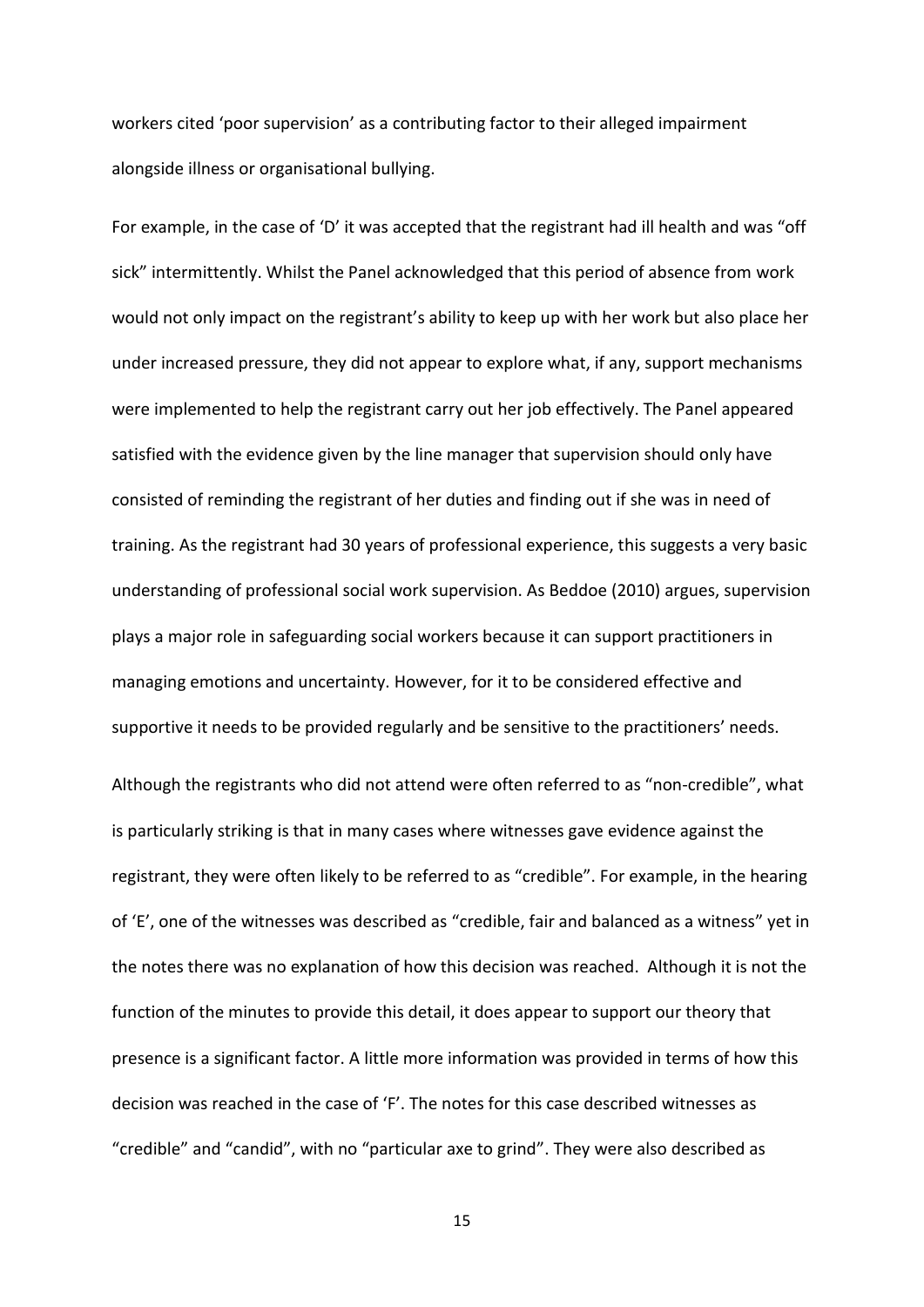workers cited 'poor supervision' as a contributing factor to their alleged impairment alongside illness or organisational bullying.

For example, in the case of 'D' it was accepted that the registrant had ill health and was "off sick" intermittently. Whilst the Panel acknowledged that this period of absence from work would not only impact on the registrant's ability to keep up with her work but also place her under increased pressure, they did not appear to explore what, if any, support mechanisms were implemented to help the registrant carry out her job effectively. The Panel appeared satisfied with the evidence given by the line manager that supervision should only have consisted of reminding the registrant of her duties and finding out if she was in need of training. As the registrant had 30 years of professional experience, this suggests a very basic understanding of professional social work supervision. As Beddoe (2010) argues, supervision plays a major role in safeguarding social workers because it can support practitioners in managing emotions and uncertainty. However, for it to be considered effective and supportive it needs to be provided regularly and be sensitive to the practitioners' needs.

Although the registrants who did not attend were often referred to as "non-credible", what is particularly striking is that in many cases where witnesses gave evidence against the registrant, they were often likely to be referred to as "credible". For example, in the hearing of 'E', one of the witnesses was described as "credible, fair and balanced as a witness" yet in the notes there was no explanation of how this decision was reached. Although it is not the function of the minutes to provide this detail, it does appear to support our theory that presence is a significant factor. A little more information was provided in terms of how this decision was reached in the case of 'F'. The notes for this case described witnesses as "credible" and "candid", with no "particular axe to grind". They were also described as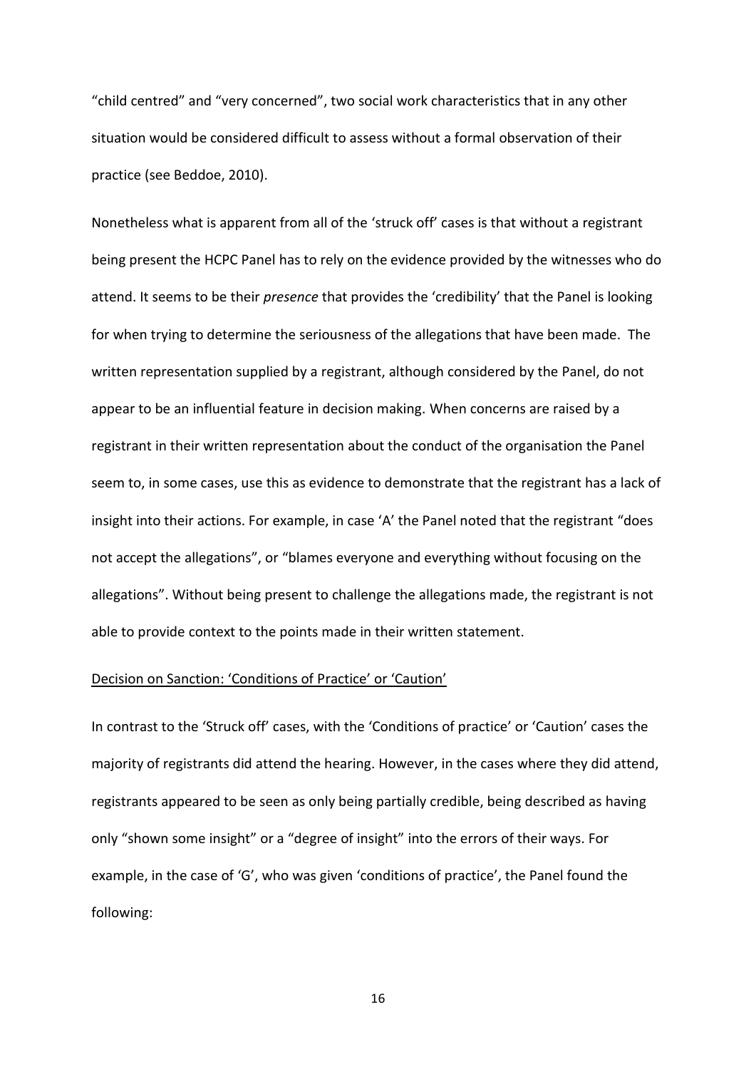“child centred” and “very concerned”, two social work characteristics that in any other situation would be considered difficult to assess without a formal observation of their practice (see Beddoe, 2010).

Nonetheless what is apparent from all of the ‘struck off’ cases is that without a registrant being present the HCPC Panel has to rely on the evidence provided by the witnesses who do attend. It seems to be their *presence* that provides the ‘credibility’ that the Panel is looking for when trying to determine the seriousness of the allegations that have been made. The written representation supplied by a registrant, although considered by the Panel, do not appear to be an influential feature in decision making. When concerns are raised by a registrant in their written representation about the conduct of the organisation the Panel seem to, in some cases, use this as evidence to demonstrate that the registrant has a lack of insight into their actions. For example, in case ‘A’ the Panel noted that the registrant “does not accept the allegations”, or “blames everyone and everything without focusing on the allegations”. Without being present to challenge the allegations made, the registrant is not able to provide context to the points made in their written statement.

<u>Decision on Sanction: ‘Conditions of Practice’ or ‘Caution’</u>

In contrast to the ‘Struck off’ cases, with the ‘Conditions of practice’ or ‘Caution’ cases the majority of registrants did attend the hearing. However, in the cases where they did attend, registrants appeared to be seen as only being partially credible, being described as having only “shown some insight” or a “degree of insight” into the errors of their ways. For example, in the case of ‘G’, who was given ‘conditions of practice’, the Panel found the following: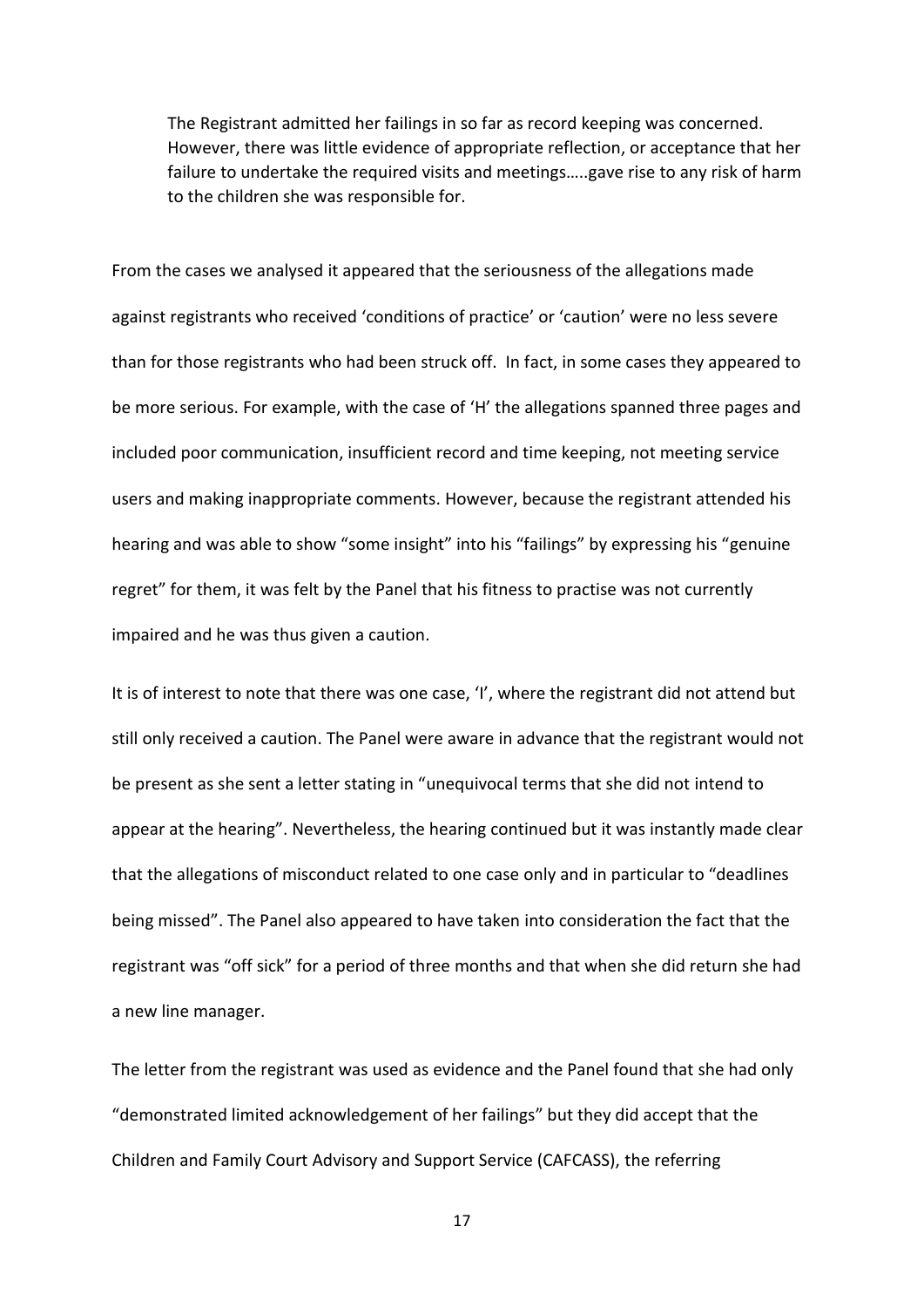> The Registrant admitted her failings in so far as record keeping was concerned. However, there was little evidence of appropriate reflection, or acceptance that her failure to undertake the required visits and meetings…..gave rise to any risk of harm to the children she was responsible for.

From the cases we analysed it appeared that the seriousness of the allegations made against registrants who received 'conditions of practice' or 'caution' were no less severe than for those registrants who had been struck off. In fact, in some cases they appeared to be more serious. For example, with the case of 'H' the allegations spanned three pages and included poor communication, insufficient record and time keeping, not meeting service users and making inappropriate comments. However, because the registrant attended his hearing and was able to show "some insight" into his "failings" by expressing his "genuine regret" for them, it was felt by the Panel that his fitness to practise was not currently impaired and he was thus given a caution.

It is of interest to note that there was one case, 'I', where the registrant did not attend but still only received a caution. The Panel were aware in advance that the registrant would not be present as she sent a letter stating in "unequivocal terms that she did not intend to appear at the hearing". Nevertheless, the hearing continued but it was instantly made clear that the allegations of misconduct related to one case only and in particular to "deadlines being missed". The Panel also appeared to have taken into consideration the fact that the registrant was "off sick" for a period of three months and that when she did return she had a new line manager.

The letter from the registrant was used as evidence and the Panel found that she had only "demonstrated limited acknowledgement of her failings" but they did accept that the Children and Family Court Advisory and Support Service (CAFCASS), the referring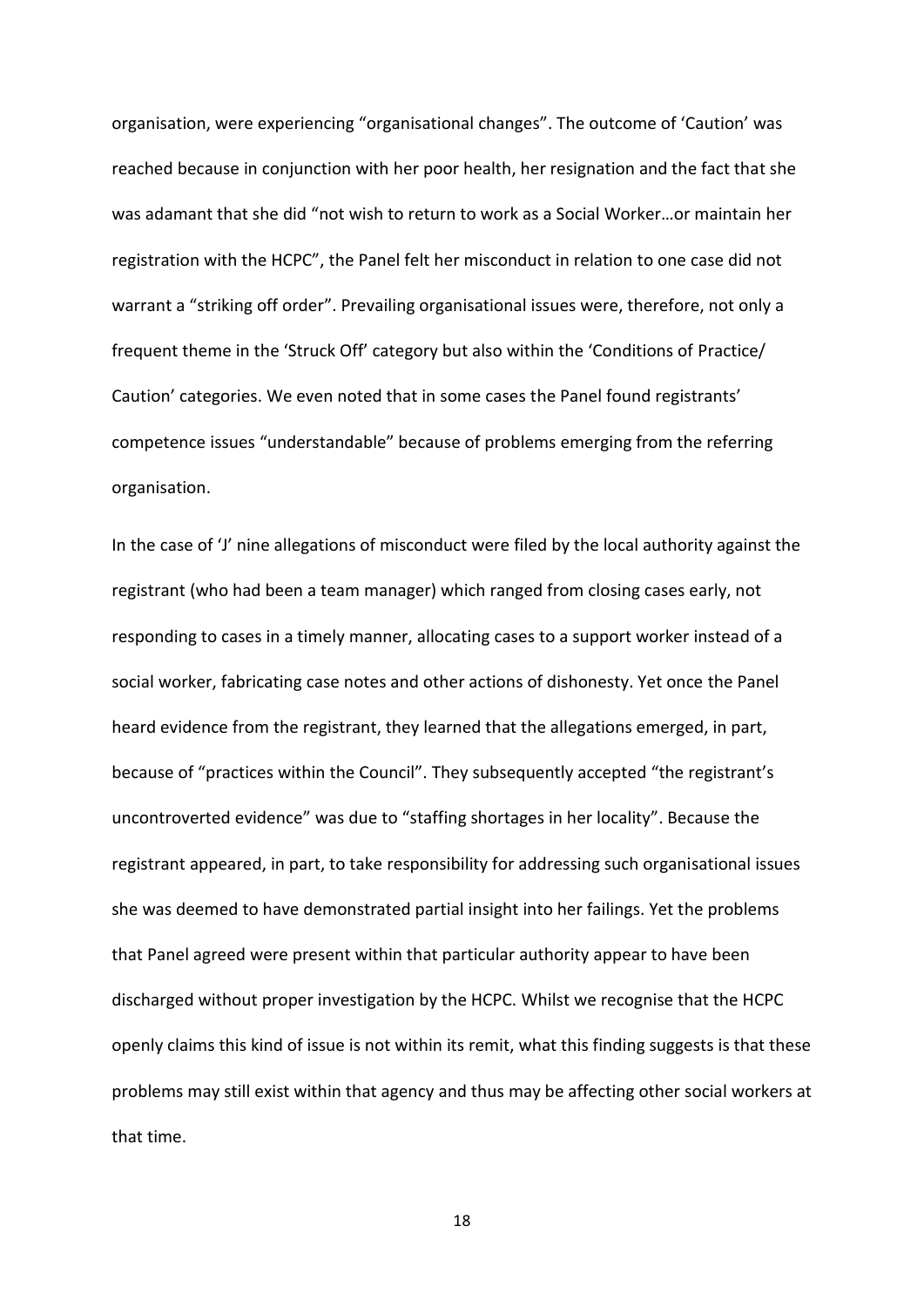organisation, were experiencing "organisational changes". The outcome of 'Caution' was reached because in conjunction with her poor health, her resignation and the fact that she was adamant that she did "not wish to return to work as a Social Worker…or maintain her registration with the HCPC", the Panel felt her misconduct in relation to one case did not warrant a "striking off order". Prevailing organisational issues were, therefore, not only a frequent theme in the 'Struck Off' category but also within the 'Conditions of Practice/ Caution' categories. We even noted that in some cases the Panel found registrants' competence issues "understandable" because of problems emerging from the referring organisation.

In the case of 'J' nine allegations of misconduct were filed by the local authority against the registrant (who had been a team manager) which ranged from closing cases early, not responding to cases in a timely manner, allocating cases to a support worker instead of a social worker, fabricating case notes and other actions of dishonesty. Yet once the Panel heard evidence from the registrant, they learned that the allegations emerged, in part, because of "practices within the Council". They subsequently accepted "the registrant's uncontroverted evidence" was due to "staffing shortages in her locality". Because the registrant appeared, in part, to take responsibility for addressing such organisational issues she was deemed to have demonstrated partial insight into her failings. Yet the problems that Panel agreed were present within that particular authority appear to have been discharged without proper investigation by the HCPC. Whilst we recognise that the HCPC openly claims this kind of issue is not within its remit, what this finding suggests is that these problems may still exist within that agency and thus may be affecting other social workers at that time.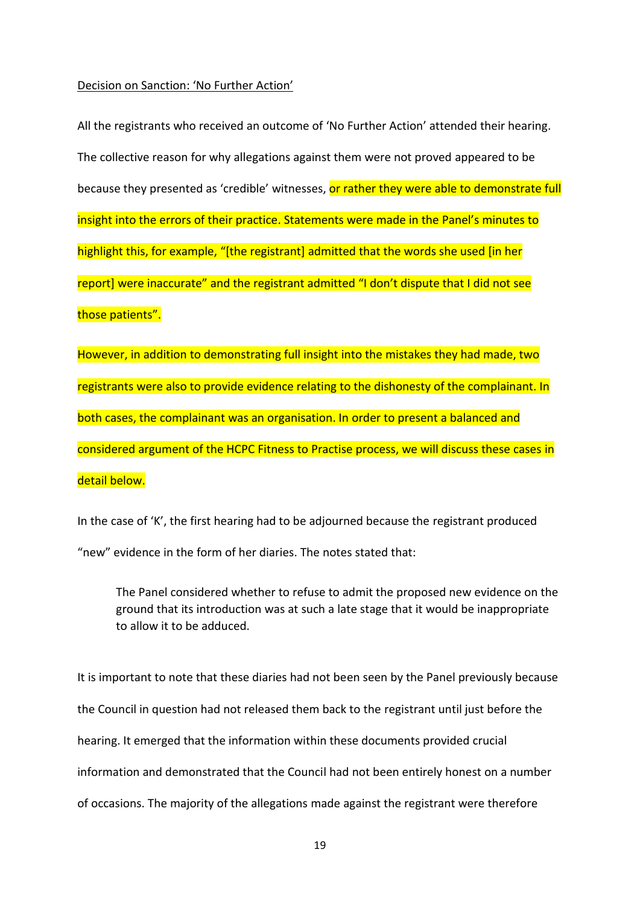Decision on Sanction: 'No Further Action'

All the registrants who received an outcome of 'No Further Action' attended their hearing. The collective reason for why allegations against them were not proved appeared to be because they presented as 'credible' witnesses, or rather they were able to demonstrate full insight into the errors of their practice. Statements were made in the Panel's minutes to highlight this, for example, "[the registrant] admitted that the words she used [in her report] were inaccurate" and the registrant admitted "I don't dispute that I did not see those patients".

However, in addition to demonstrating full insight into the mistakes they had made, two registrants were also to provide evidence relating to the dishonesty of the complainant. In both cases, the complainant was an organisation. In order to present a balanced and considered argument of the HCPC Fitness to Practise process, we will discuss these cases in detail below.

In the case of 'K', the first hearing had to be adjourned because the registrant produced "new" evidence in the form of her diaries. The notes stated that:

> The Panel considered whether to refuse to admit the proposed new evidence on the ground that its introduction was at such a late stage that it would be inappropriate to allow it to be adduced.

It is important to note that these diaries had not been seen by the Panel previously because the Council in question had not released them back to the registrant until just before the hearing. It emerged that the information within these documents provided crucial information and demonstrated that the Council had not been entirely honest on a number of occasions. The majority of the allegations made against the registrant were therefore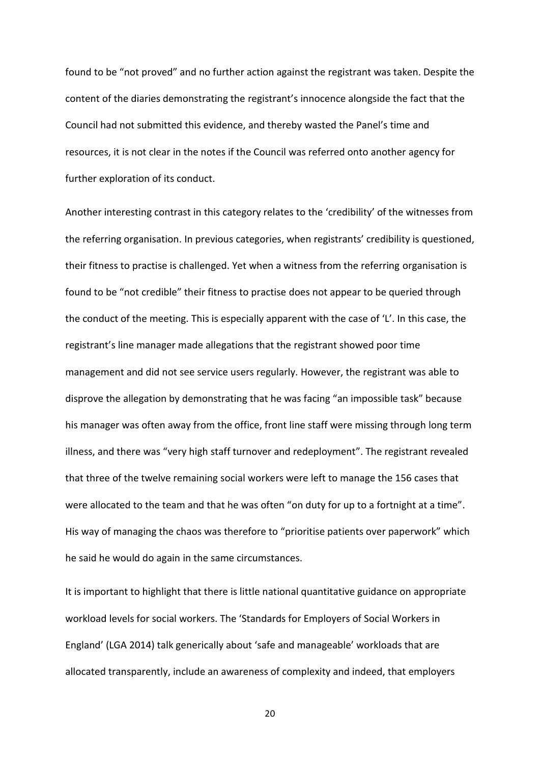found to be "not proved" and no further action against the registrant was taken. Despite the content of the diaries demonstrating the registrant's innocence alongside the fact that the Council had not submitted this evidence, and thereby wasted the Panel's time and resources, it is not clear in the notes if the Council was referred onto another agency for further exploration of its conduct.

Another interesting contrast in this category relates to the 'credibility' of the witnesses from the referring organisation. In previous categories, when registrants' credibility is questioned, their fitness to practise is challenged. Yet when a witness from the referring organisation is found to be "not credible" their fitness to practise does not appear to be queried through the conduct of the meeting. This is especially apparent with the case of 'L'. In this case, the registrant's line manager made allegations that the registrant showed poor time management and did not see service users regularly. However, the registrant was able to disprove the allegation by demonstrating that he was facing "an impossible task" because his manager was often away from the office, front line staff were missing through long term illness, and there was "very high staff turnover and redeployment". The registrant revealed that three of the twelve remaining social workers were left to manage the 156 cases that were allocated to the team and that he was often "on duty for up to a fortnight at a time". His way of managing the chaos was therefore to "prioritise patients over paperwork" which he said he would do again in the same circumstances.

It is important to highlight that there is little national quantitative guidance on appropriate workload levels for social workers. The 'Standards for Employers of Social Workers in England' (LGA 2014) talk generically about 'safe and manageable' workloads that are allocated transparently, include an awareness of complexity and indeed, that employers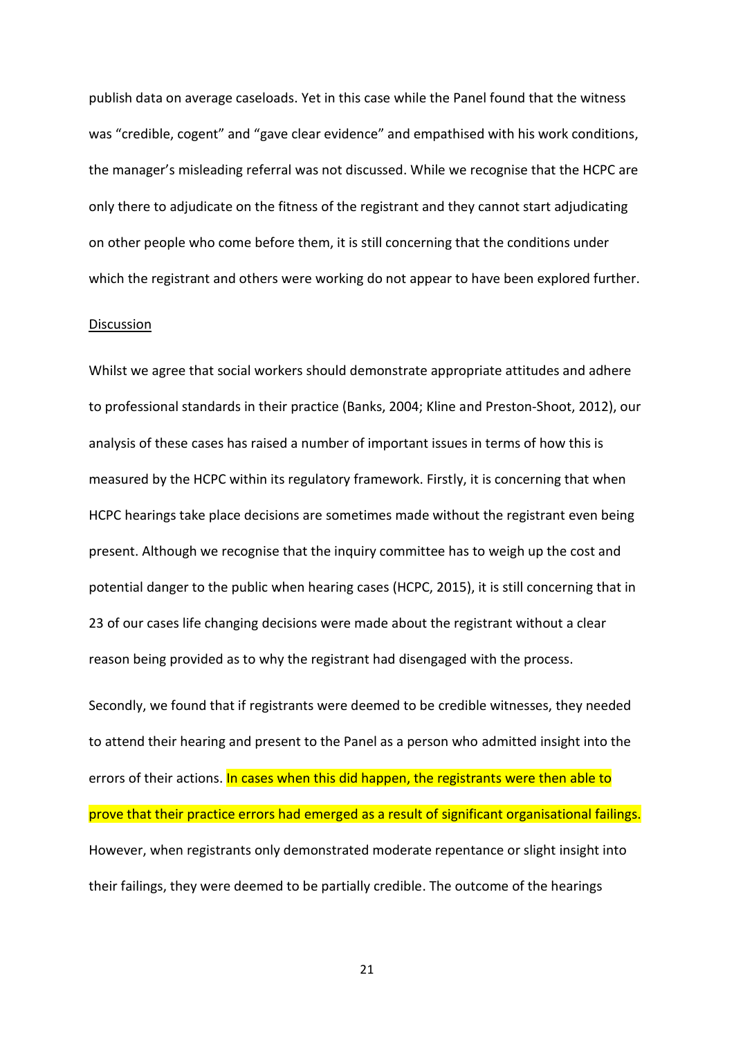publish data on average caseloads. Yet in this case while the Panel found that the witness was "credible, cogent" and "gave clear evidence" and empathised with his work conditions, the manager's misleading referral was not discussed. While we recognise that the HCPC are only there to adjudicate on the fitness of the registrant and they cannot start adjudicating on other people who come before them, it is still concerning that the conditions under which the registrant and others were working do not appear to have been explored further.

Discussion

Whilst we agree that social workers should demonstrate appropriate attitudes and adhere to professional standards in their practice (Banks, 2004; Kline and Preston-Shoot, 2012), our analysis of these cases has raised a number of important issues in terms of how this is measured by the HCPC within its regulatory framework. Firstly, it is concerning that when HCPC hearings take place decisions are sometimes made without the registrant even being present. Although we recognise that the inquiry committee has to weigh up the cost and potential danger to the public when hearing cases (HCPC, 2015), it is still concerning that in 23 of our cases life changing decisions were made about the registrant without a clear reason being provided as to why the registrant had disengaged with the process.

Secondly, we found that if registrants were deemed to be credible witnesses, they needed to attend their hearing and present to the Panel as a person who admitted insight into the errors of their actions. In cases when this did happen, the registrants were then able to prove that their practice errors had emerged as a result of significant organisational failings. However, when registrants only demonstrated moderate repentance or slight insight into their failings, they were deemed to be partially credible. The outcome of the hearings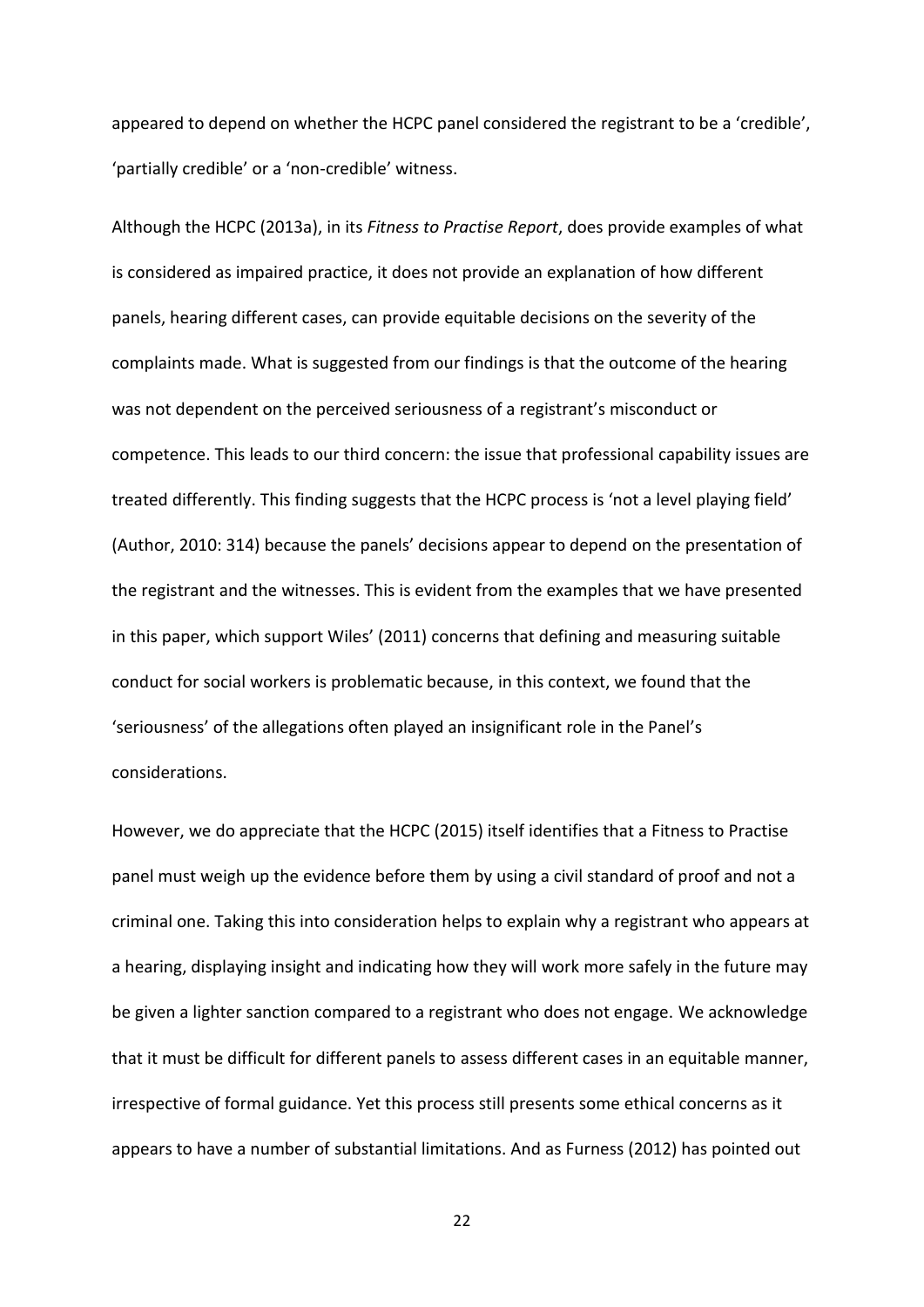appeared to depend on whether the HCPC panel considered the registrant to be a 'credible', 'partially credible' or a 'non-credible' witness.

Although the HCPC (2013a), in its *Fitness to Practise Report*, does provide examples of what is considered as impaired practice, it does not provide an explanation of how different panels, hearing different cases, can provide equitable decisions on the severity of the complaints made. What is suggested from our findings is that the outcome of the hearing was not dependent on the perceived seriousness of a registrant's misconduct or competence. This leads to our third concern: the issue that professional capability issues are treated differently. This finding suggests that the HCPC process is 'not a level playing field' (Author, 2010: 314) because the panels' decisions appear to depend on the presentation of the registrant and the witnesses. This is evident from the examples that we have presented in this paper, which support Wiles' (2011) concerns that defining and measuring suitable conduct for social workers is problematic because, in this context, we found that the 'seriousness' of the allegations often played an insignificant role in the Panel's considerations.

However, we do appreciate that the HCPC (2015) itself identifies that a Fitness to Practise panel must weigh up the evidence before them by using a civil standard of proof and not a criminal one. Taking this into consideration helps to explain why a registrant who appears at a hearing, displaying insight and indicating how they will work more safely in the future may be given a lighter sanction compared to a registrant who does not engage. We acknowledge that it must be difficult for different panels to assess different cases in an equitable manner, irrespective of formal guidance. Yet this process still presents some ethical concerns as it appears to have a number of substantial limitations. And as Furness (2012) has pointed out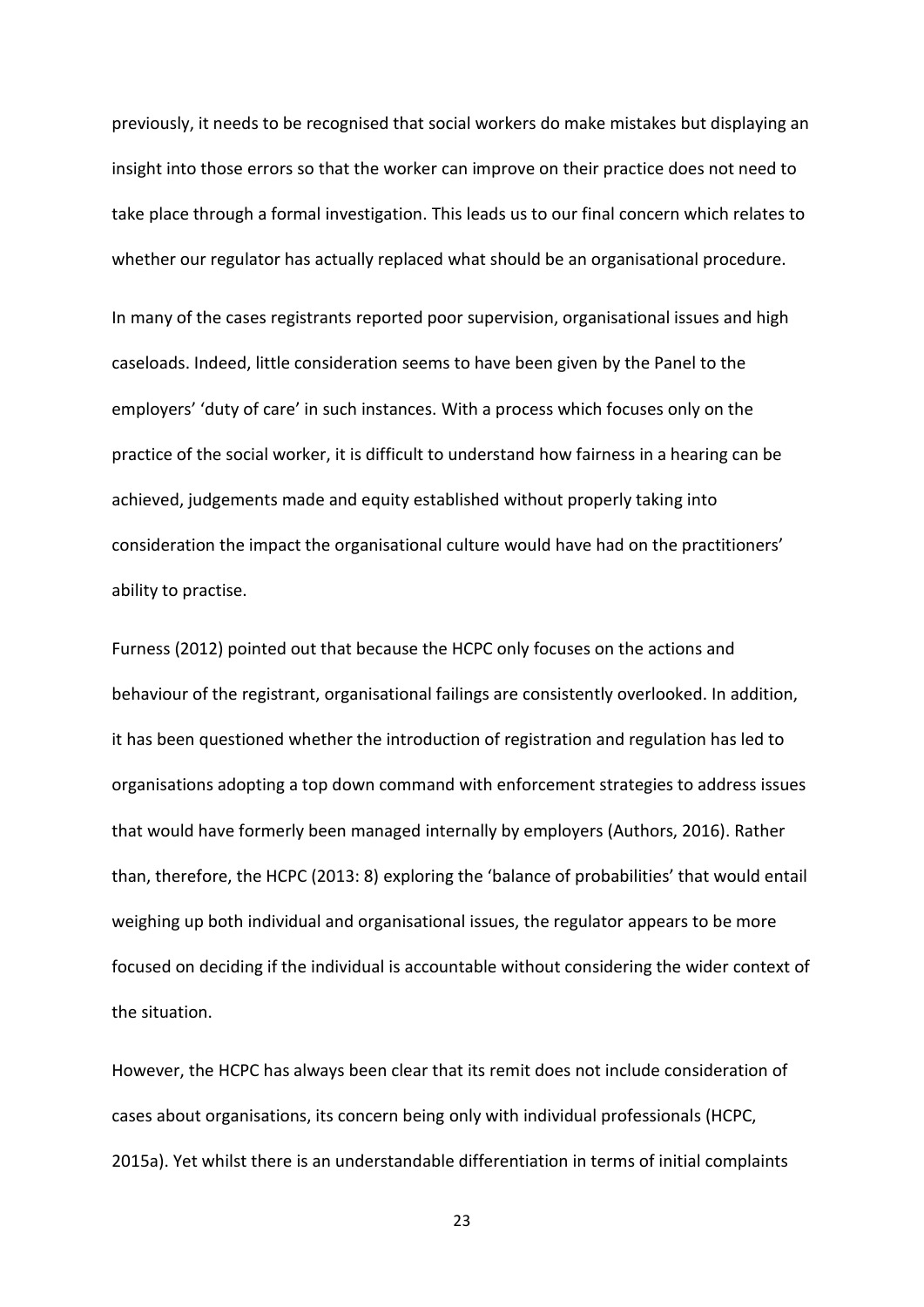previously, it needs to be recognised that social workers do make mistakes but displaying an insight into those errors so that the worker can improve on their practice does not need to take place through a formal investigation. This leads us to our final concern which relates to whether our regulator has actually replaced what should be an organisational procedure.

In many of the cases registrants reported poor supervision, organisational issues and high caseloads. Indeed, little consideration seems to have been given by the Panel to the employers' 'duty of care' in such instances. With a process which focuses only on the practice of the social worker, it is difficult to understand how fairness in a hearing can be achieved, judgements made and equity established without properly taking into consideration the impact the organisational culture would have had on the practitioners' ability to practise.

Furness (2012) pointed out that because the HCPC only focuses on the actions and behaviour of the registrant, organisational failings are consistently overlooked. In addition, it has been questioned whether the introduction of registration and regulation has led to organisations adopting a top down command with enforcement strategies to address issues that would have formerly been managed internally by employers (Authors, 2016). Rather than, therefore, the HCPC (2013: 8) exploring the 'balance of probabilities' that would entail weighing up both individual and organisational issues, the regulator appears to be more focused on deciding if the individual is accountable without considering the wider context of the situation.

However, the HCPC has always been clear that its remit does not include consideration of cases about organisations, its concern being only with individual professionals (HCPC, 2015a). Yet whilst there is an understandable differentiation in terms of initial complaints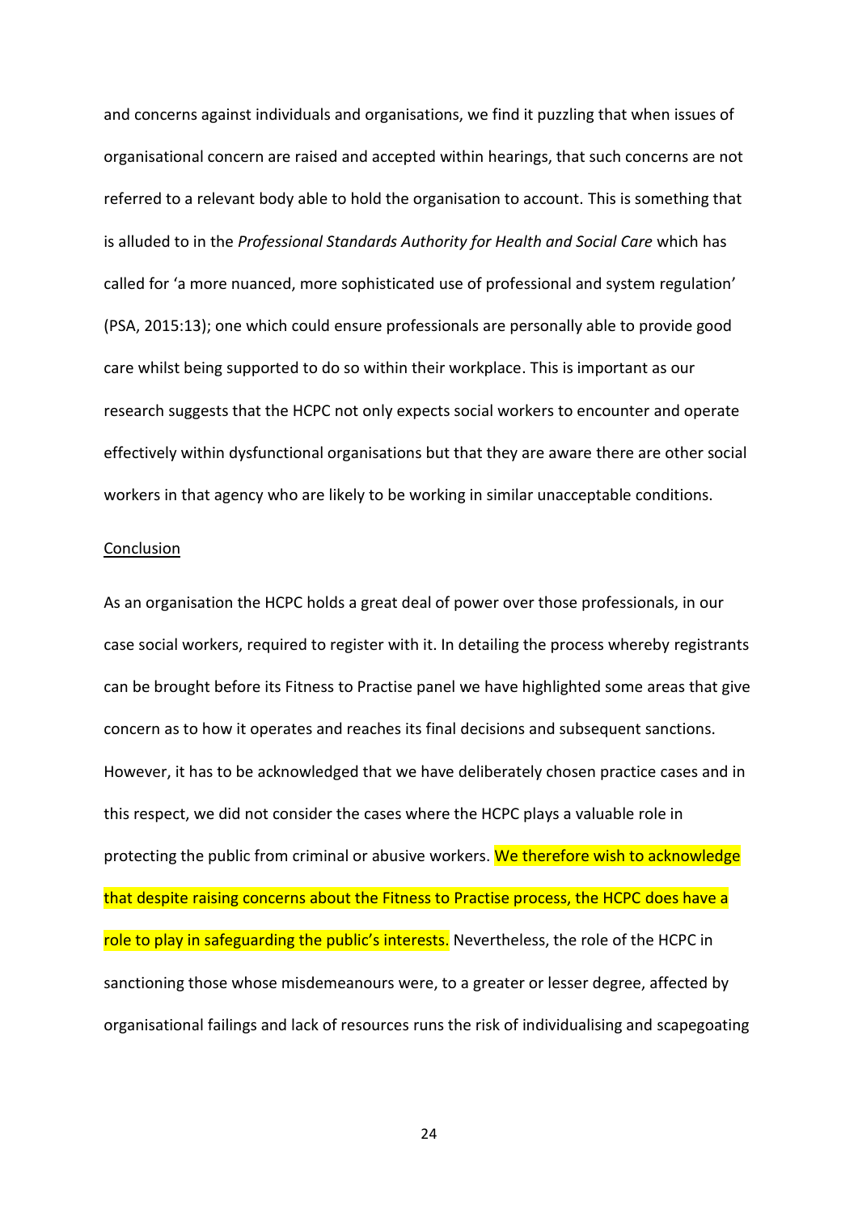and concerns against individuals and organisations, we find it puzzling that when issues of organisational concern are raised and accepted within hearings, that such concerns are not referred to a relevant body able to hold the organisation to account. This is something that is alluded to in the *Professional Standards Authority for Health and Social Care* which has called for 'a more nuanced, more sophisticated use of professional and system regulation' (PSA, 2015:13); one which could ensure professionals are personally able to provide good care whilst being supported to do so within their workplace. This is important as our research suggests that the HCPC not only expects social workers to encounter and operate effectively within dysfunctional organisations but that they are aware there are other social workers in that agency who are likely to be working in similar unacceptable conditions.

## Conclusion

As an organisation the HCPC holds a great deal of power over those professionals, in our case social workers, required to register with it. In detailing the process whereby registrants can be brought before its Fitness to Practise panel we have highlighted some areas that give concern as to how it operates and reaches its final decisions and subsequent sanctions. However, it has to be acknowledged that we have deliberately chosen practice cases and in this respect, we did not consider the cases where the HCPC plays a valuable role in protecting the public from criminal or abusive workers. We therefore wish to acknowledge that despite raising concerns about the Fitness to Practise process, the HCPC does have a role to play in safeguarding the public's interests. Nevertheless, the role of the HCPC in sanctioning those whose misdemeanours were, to a greater or lesser degree, affected by organisational failings and lack of resources runs the risk of individualising and scapegoating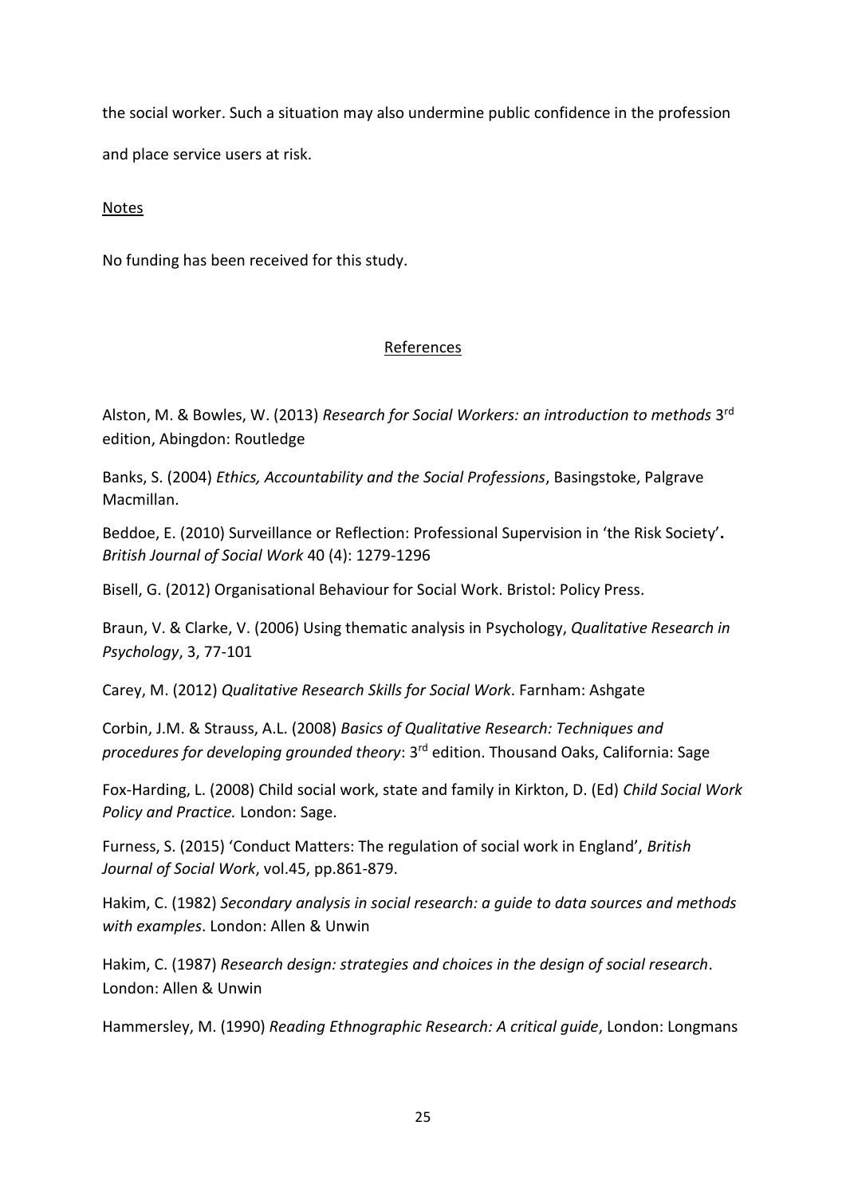the social worker. Such a situation may also undermine public confidence in the profession and place service users at risk.

Notes

No funding has been received for this study.

## References

Alston, M. & Bowles, W. (2013) *Research for Social Workers: an introduction to methods* 3rd edition, Abingdon: Routledge

Banks, S. (2004) *Ethics, Accountability and the Social Professions*, Basingstoke, Palgrave Macmillan.

Beddoe, E. (2010) Surveillance or Reflection: Professional Supervision in 'the Risk Society'**.** *British Journal of Social Work* 40 (4): 1279-1296

Bisell, G. (2012) Organisational Behaviour for Social Work. Bristol: Policy Press.

Braun, V. & Clarke, V. (2006) Using thematic analysis in Psychology, *Qualitative Research in Psychology*, 3, 77-101

Carey, M. (2012) *Qualitative Research Skills for Social Work*. Farnham: Ashgate

Corbin, J.M. & Strauss, A.L. (2008) *Basics of Qualitative Research: Techniques and procedures for developing grounded theory*: 3rd edition. Thousand Oaks, California: Sage

Fox-Harding, L. (2008) Child social work, state and family in Kirkton, D. (Ed) *Child Social Work Policy and Practice.* London: Sage.

Furness, S. (2015) 'Conduct Matters: The regulation of social work in England', *British Journal of Social Work*, vol.45, pp.861-879.

Hakim, C. (1982) *Secondary analysis in social research: a guide to data sources and methods with examples*. London: Allen & Unwin

Hakim, C. (1987) *Research design: strategies and choices in the design of social research*. London: Allen & Unwin

Hammersley, M. (1990) *Reading Ethnographic Research: A critical guide*, London: Longmans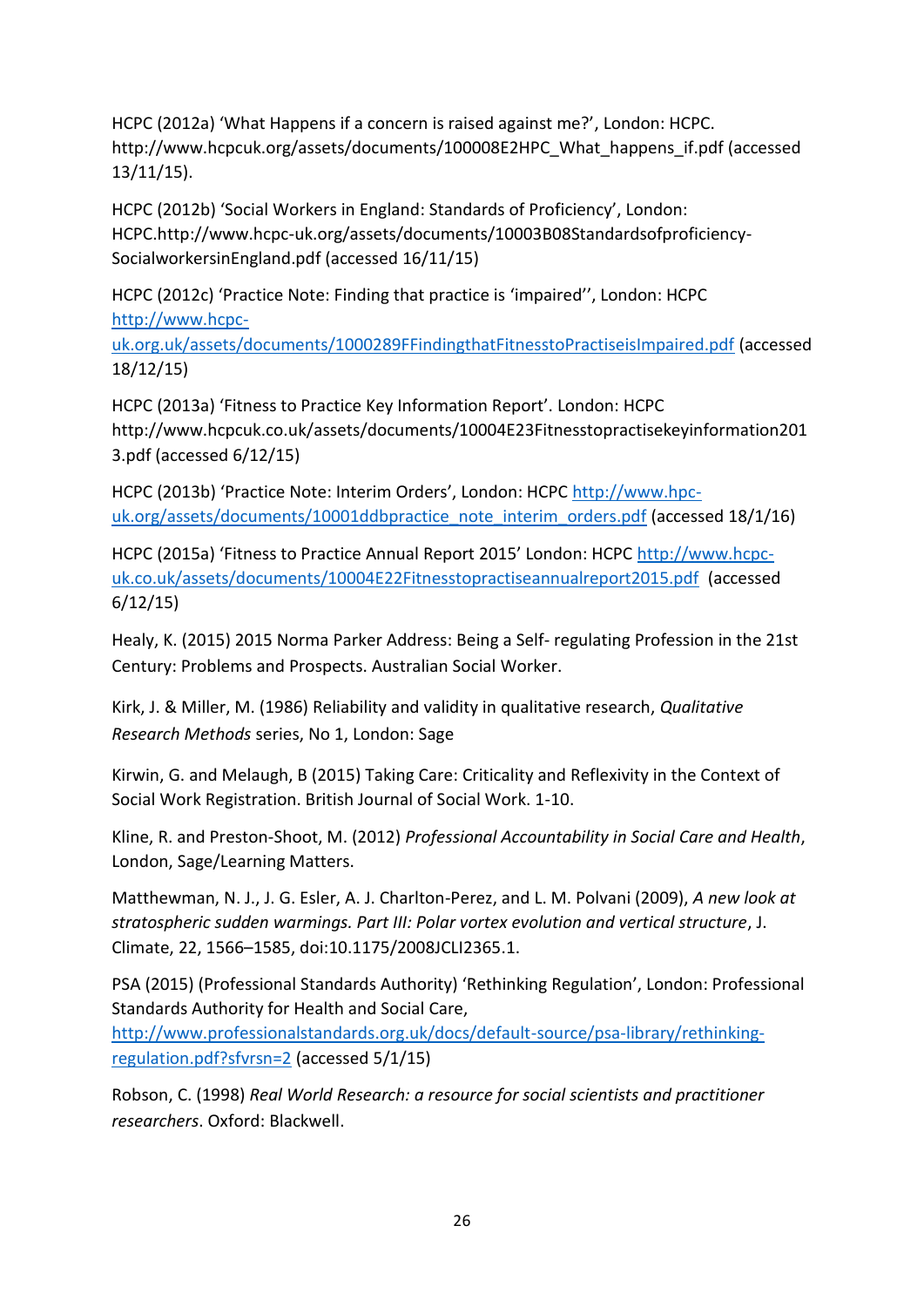HCPC (2012a) 'What Happens if a concern is raised against me?', London: HCPC. http://www.hcpcuk.org/assets/documents/100008E2HPC_What_happens_if.pdf (accessed 13/11/15).

HCPC (2012b) 'Social Workers in England: Standards of Proficiency', London: HCPC.http://www.hcpc-uk.org/assets/documents/10003B08Standardsofproficiency-SocialworkersinEngland.pdf (accessed 16/11/15)

HCPC (2012c) 'Practice Note: Finding that practice is 'impaired'', London: HCPC http://www.hcpc-uk.org.uk/assets/documents/1000289FFindingthatFitnesstoPractiseisImpaired.pdf (accessed 18/12/15)

HCPC (2013a) 'Fitness to Practice Key Information Report'. London: HCPC http://www.hcpcuk.co.uk/assets/documents/10004E23Fitnesstopractisekeyinformation2013.pdf (accessed 6/12/15)

HCPC (2013b) 'Practice Note: Interim Orders', London: HCPC http://www.hpc-uk.org/assets/documents/10001ddbpractice_note_interim_orders.pdf (accessed 18/1/16)

HCPC (2015a) 'Fitness to Practice Annual Report 2015' London: HCPC http://www.hcpc-uk.co.uk/assets/documents/10004E22Fitnesstopractiseannualreport2015.pdf (accessed 6/12/15)

Healy, K. (2015) 2015 Norma Parker Address: Being a Self- regulating Profession in the 21st Century: Problems and Prospects. Australian Social Worker.

Kirk, J. & Miller, M. (1986) Reliability and validity in qualitative research, *Qualitative Research Methods* series, No 1, London: Sage

Kirwin, G. and Melaugh, B (2015) Taking Care: Criticality and Reflexivity in the Context of Social Work Registration. British Journal of Social Work. 1-10.

Kline, R. and Preston-Shoot, M. (2012) *Professional Accountability in Social Care and Health*, London, Sage/Learning Matters.

Matthewman, N. J., J. G. Esler, A. J. Charlton-Perez, and L. M. Polvani (2009), *A new look at stratospheric sudden warmings. Part III: Polar vortex evolution and vertical structure*, J. Climate, 22, 1566–1585, doi:10.1175/2008JCLI2365.1.

PSA (2015) (Professional Standards Authority) 'Rethinking Regulation', London: Professional Standards Authority for Health and Social Care, http://www.professionalstandards.org.uk/docs/default-source/psa-library/rethinking-regulation.pdf?sfvrsn=2 (accessed 5/1/15)

Robson, C. (1998) *Real World Research: a resource for social scientists and practitioner researchers*. Oxford: Blackwell.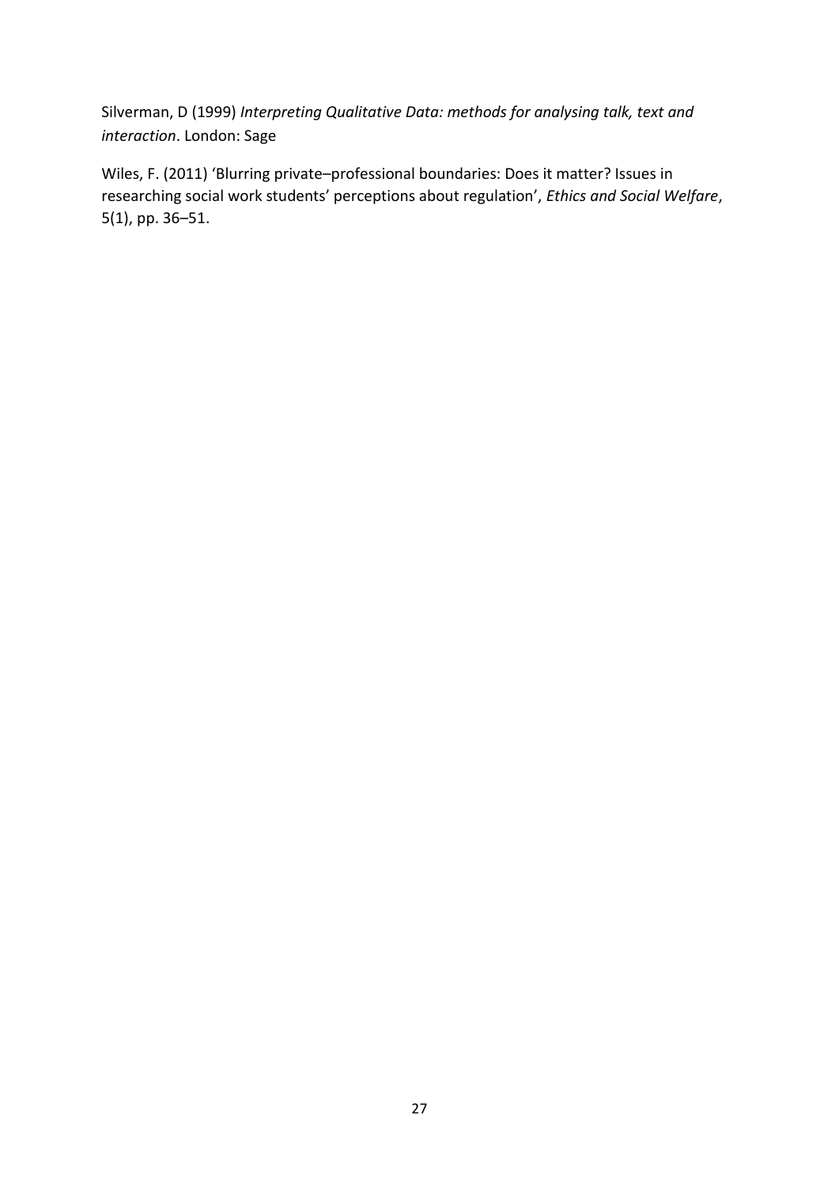Silverman, D (1999) *Interpreting Qualitative Data: methods for analysing talk, text and interaction*. London: Sage

Wiles, F. (2011) 'Blurring private–professional boundaries: Does it matter? Issues in researching social work students' perceptions about regulation', *Ethics and Social Welfare*, 5(1), pp. 36–51.